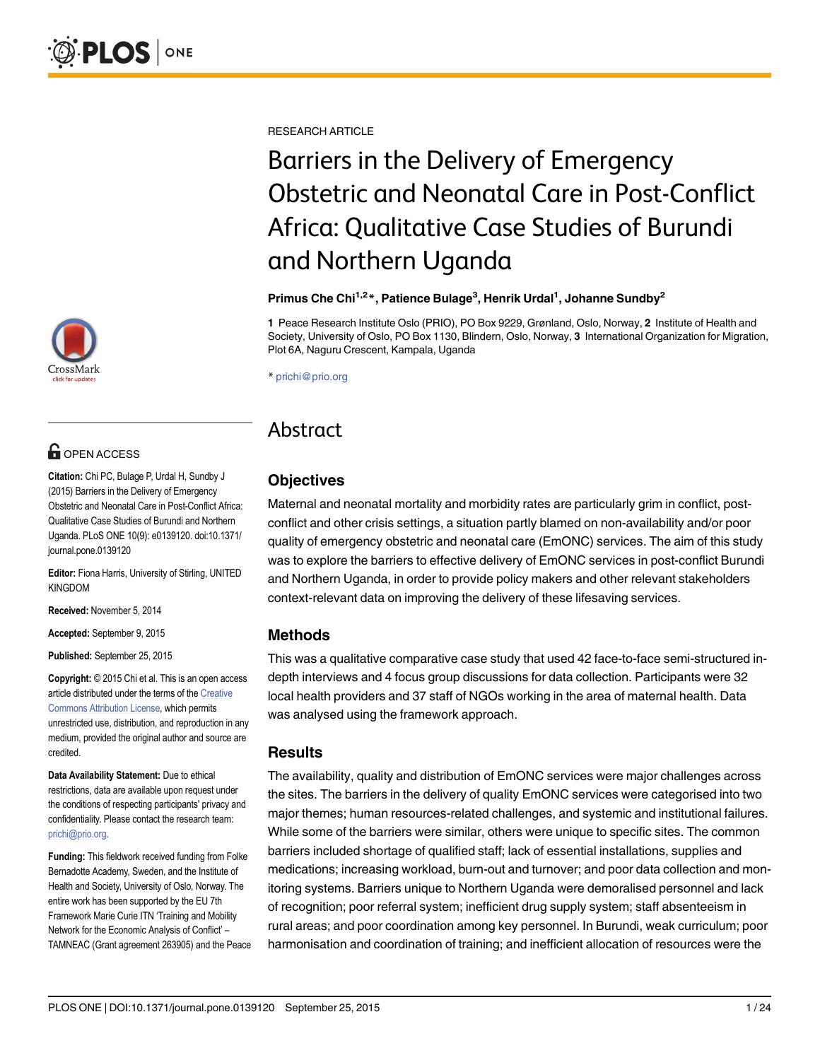RESEARCH ARTICLE

# Barriers in the Delivery of Emergency Obstetric and Neonatal Care in Post-Conflict Africa: Qualitative Case Studies of Burundi and Northern Uganda

**Primus Che Chi[1,2]*, Patience Bulage[3], Henrik Urdal[1], Johanne Sundby[2]**

**1** Peace Research Institute Oslo (PRIO), PO Box 9229, Grønland, Oslo, Norway, **2** Institute of Health and Society, University of Oslo, PO Box 1130, Blindern, Oslo, Norway, **3** International Organization for Migration, Plot 6A, Naguru Crescent, Kampala, Uganda

* prichi@prio.org

OPEN ACCESS

**Citation:** Chi PC, Bulage P, Urdal H, Sundby J (2015) Barriers in the Delivery of Emergency Obstetric and Neonatal Care in Post-Conflict Africa: Qualitative Case Studies of Burundi and Northern Uganda. PLoS ONE 10(9): e0139120. doi:10.1371/journal.pone.0139120

**Editor:** Fiona Harris, University of Stirling, UNITED KINGDOM

**Received:** November 5, 2014

**Accepted:** September 9, 2015

**Published:** September 25, 2015

**Copyright:** © 2015 Chi et al. This is an open access article distributed under the terms of the Creative Commons Attribution License, which permits unrestricted use, distribution, and reproduction in any medium, provided the original author and source are credited.

**Data Availability Statement:** Due to ethical restrictions, data are available upon request under the conditions of respecting participants' privacy and confidentiality. Please contact the research team: prichi@prio.org.

**Funding:** This fieldwork received funding from Folke Bernadotte Academy, Sweden, and the Institute of Health and Society, University of Oslo, Norway. The entire work has been supported by the EU 7th Framework Marie Curie ITN 'Training and Mobility Network for the Economic Analysis of Conflict' – TAMNEAC (Grant agreement 263905) and the Peace

## Abstract

### Objectives

Maternal and neonatal mortality and morbidity rates are particularly grim in conflict, post-conflict and other crisis settings, a situation partly blamed on non-availability and/or poor quality of emergency obstetric and neonatal care (EmONC) services. The aim of this study was to explore the barriers to effective delivery of EmONC services in post-conflict Burundi and Northern Uganda, in order to provide policy makers and other relevant stakeholders context-relevant data on improving the delivery of these lifesaving services.

### Methods

This was a qualitative comparative case study that used 42 face-to-face semi-structured in-depth interviews and 4 focus group discussions for data collection. Participants were 32 local health providers and 37 staff of NGOs working in the area of maternal health. Data was analysed using the framework approach.

### Results

The availability, quality and distribution of EmONC services were major challenges across the sites. The barriers in the delivery of quality EmONC services were categorised into two major themes; human resources-related challenges, and systemic and institutional failures. While some of the barriers were similar, others were unique to specific sites. The common barriers included shortage of qualified staff; lack of essential installations, supplies and medications; increasing workload, burn-out and turnover; and poor data collection and monitoring systems. Barriers unique to Northern Uganda were demoralised personnel and lack of recognition; poor referral system; inefficient drug supply system; staff absenteeism in rural areas; and poor coordination among key personnel. In Burundi, weak curriculum; poor harmonisation and coordination of training; and inefficient allocation of resources were the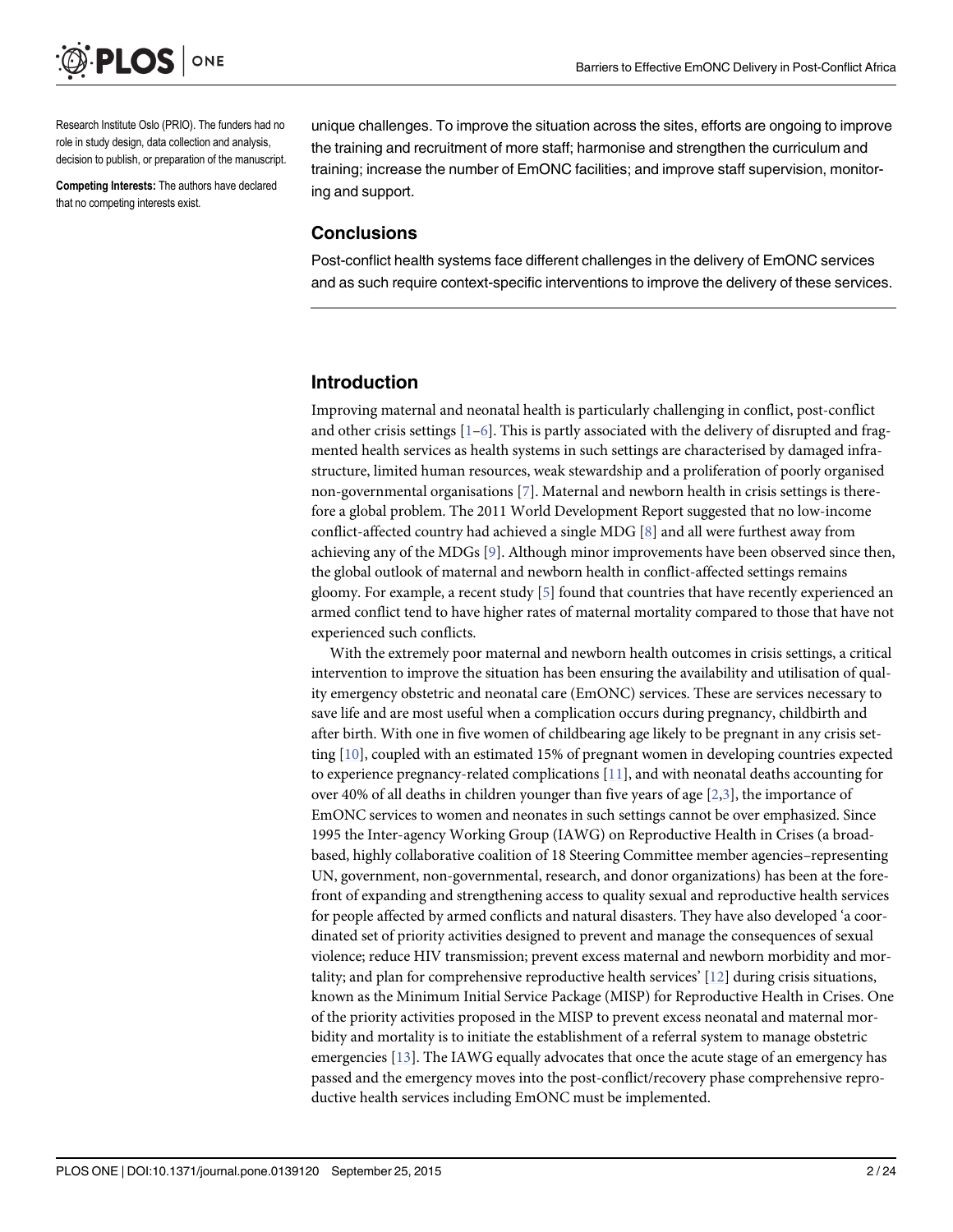Research Institute Oslo (PRIO). The funders had no role in study design, data collection and analysis, decision to publish, or preparation of the manuscript.

**Competing Interests:** The authors have declared that no competing interests exist.

unique challenges. To improve the situation across the sites, efforts are ongoing to improve the training and recruitment of more staff; harmonise and strengthen the curriculum and training; increase the number of EmONC facilities; and improve staff supervision, monitoring and support.

### Conclusions

Post-conflict health systems face different challenges in the delivery of EmONC services and as such require context-specific interventions to improve the delivery of these services.

## Introduction

Improving maternal and neonatal health is particularly challenging in conflict, post-conflict and other crisis settings [1–6]. This is partly associated with the delivery of disrupted and fragmented health services as health systems in such settings are characterised by damaged infrastructure, limited human resources, weak stewardship and a proliferation of poorly organised non-governmental organisations [7]. Maternal and newborn health in crisis settings is therefore a global problem. The 2011 World Development Report suggested that no low-income conflict-affected country had achieved a single MDG [8] and all were furthest away from achieving any of the MDGs [9]. Although minor improvements have been observed since then, the global outlook of maternal and newborn health in conflict-affected settings remains gloomy. For example, a recent study [5] found that countries that have recently experienced an armed conflict tend to have higher rates of maternal mortality compared to those that have not experienced such conflicts.

With the extremely poor maternal and newborn health outcomes in crisis settings, a critical intervention to improve the situation has been ensuring the availability and utilisation of quality emergency obstetric and neonatal care (EmONC) services. These are services necessary to save life and are most useful when a complication occurs during pregnancy, childbirth and after birth. With one in five women of childbearing age likely to be pregnant in any crisis setting [10], coupled with an estimated 15% of pregnant women in developing countries expected to experience pregnancy-related complications [11], and with neonatal deaths accounting for over 40% of all deaths in children younger than five years of age [2,3], the importance of EmONC services to women and neonates in such settings cannot be over emphasized. Since 1995 the Inter-agency Working Group (IAWG) on Reproductive Health in Crises (a broad-based, highly collaborative coalition of 18 Steering Committee member agencies–representing UN, government, non-governmental, research, and donor organizations) has been at the forefront of expanding and strengthening access to quality sexual and reproductive health services for people affected by armed conflicts and natural disasters. They have also developed 'a coordinated set of priority activities designed to prevent and manage the consequences of sexual violence; reduce HIV transmission; prevent excess maternal and newborn morbidity and mortality; and plan for comprehensive reproductive health services' [12] during crisis situations, known as the Minimum Initial Service Package (MISP) for Reproductive Health in Crises. One of the priority activities proposed in the MISP to prevent excess neonatal and maternal morbidity and mortality is to initiate the establishment of a referral system to manage obstetric emergencies [13]. The IAWG equally advocates that once the acute stage of an emergency has passed and the emergency moves into the post-conflict/recovery phase comprehensive reproductive health services including EmONC must be implemented.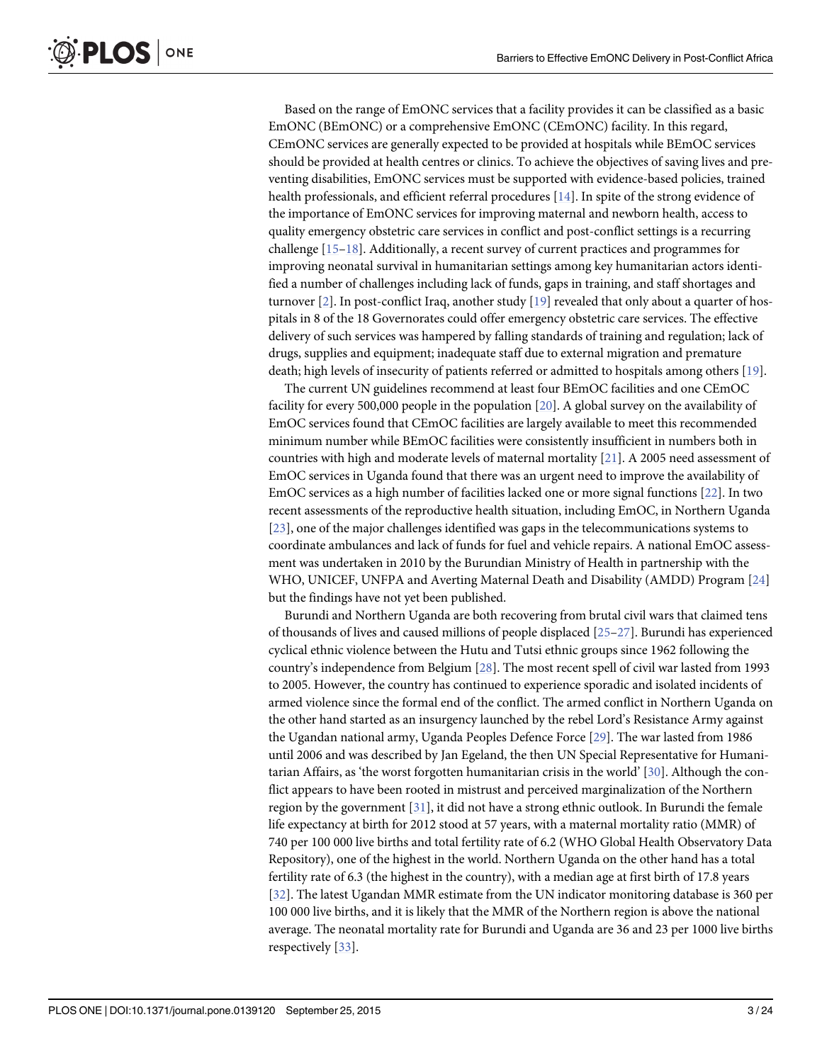Based on the range of EmONC services that a facility provides it can be classified as a basic EmONC (BEmONC) or a comprehensive EmONC (CEmONC) facility. In this regard, CEmONC services are generally expected to be provided at hospitals while BEmOC services should be provided at health centres or clinics. To achieve the objectives of saving lives and preventing disabilities, EmONC services must be supported with evidence-based policies, trained health professionals, and efficient referral procedures [14]. In spite of the strong evidence of the importance of EmONC services for improving maternal and newborn health, access to quality emergency obstetric care services in conflict and post-conflict settings is a recurring challenge [15–18]. Additionally, a recent survey of current practices and programmes for improving neonatal survival in humanitarian settings among key humanitarian actors identified a number of challenges including lack of funds, gaps in training, and staff shortages and turnover [2]. In post-conflict Iraq, another study [19] revealed that only about a quarter of hospitals in 8 of the 18 Governorates could offer emergency obstetric care services. The effective delivery of such services was hampered by falling standards of training and regulation; lack of drugs, supplies and equipment; inadequate staff due to external migration and premature death; high levels of insecurity of patients referred or admitted to hospitals among others [19].

The current UN guidelines recommend at least four BEmOC facilities and one CEmOC facility for every 500,000 people in the population [20]. A global survey on the availability of EmOC services found that CEmOC facilities are largely available to meet this recommended minimum number while BEmOC facilities were consistently insufficient in numbers both in countries with high and moderate levels of maternal mortality [21]. A 2005 need assessment of EmOC services in Uganda found that there was an urgent need to improve the availability of EmOC services as a high number of facilities lacked one or more signal functions [22]. In two recent assessments of the reproductive health situation, including EmOC, in Northern Uganda [23], one of the major challenges identified was gaps in the telecommunications systems to coordinate ambulances and lack of funds for fuel and vehicle repairs. A national EmOC assessment was undertaken in 2010 by the Burundian Ministry of Health in partnership with the WHO, UNICEF, UNFPA and Averting Maternal Death and Disability (AMDD) Program [24] but the findings have not yet been published.

Burundi and Northern Uganda are both recovering from brutal civil wars that claimed tens of thousands of lives and caused millions of people displaced [25–27]. Burundi has experienced cyclical ethnic violence between the Hutu and Tutsi ethnic groups since 1962 following the country's independence from Belgium [28]. The most recent spell of civil war lasted from 1993 to 2005. However, the country has continued to experience sporadic and isolated incidents of armed violence since the formal end of the conflict. The armed conflict in Northern Uganda on the other hand started as an insurgency launched by the rebel Lord's Resistance Army against the Ugandan national army, Uganda Peoples Defence Force [29]. The war lasted from 1986 until 2006 and was described by Jan Egeland, the then UN Special Representative for Humanitarian Affairs, as 'the worst forgotten humanitarian crisis in the world' [30]. Although the conflict appears to have been rooted in mistrust and perceived marginalization of the Northern region by the government [31], it did not have a strong ethnic outlook. In Burundi the female life expectancy at birth for 2012 stood at 57 years, with a maternal mortality ratio (MMR) of 740 per 100 000 live births and total fertility rate of 6.2 (WHO Global Health Observatory Data Repository), one of the highest in the world. Northern Uganda on the other hand has a total fertility rate of 6.3 (the highest in the country), with a median age at first birth of 17.8 years [32]. The latest Ugandan MMR estimate from the UN indicator monitoring database is 360 per 100 000 live births, and it is likely that the MMR of the Northern region is above the national average. The neonatal mortality rate for Burundi and Uganda are 36 and 23 per 1000 live births respectively [33].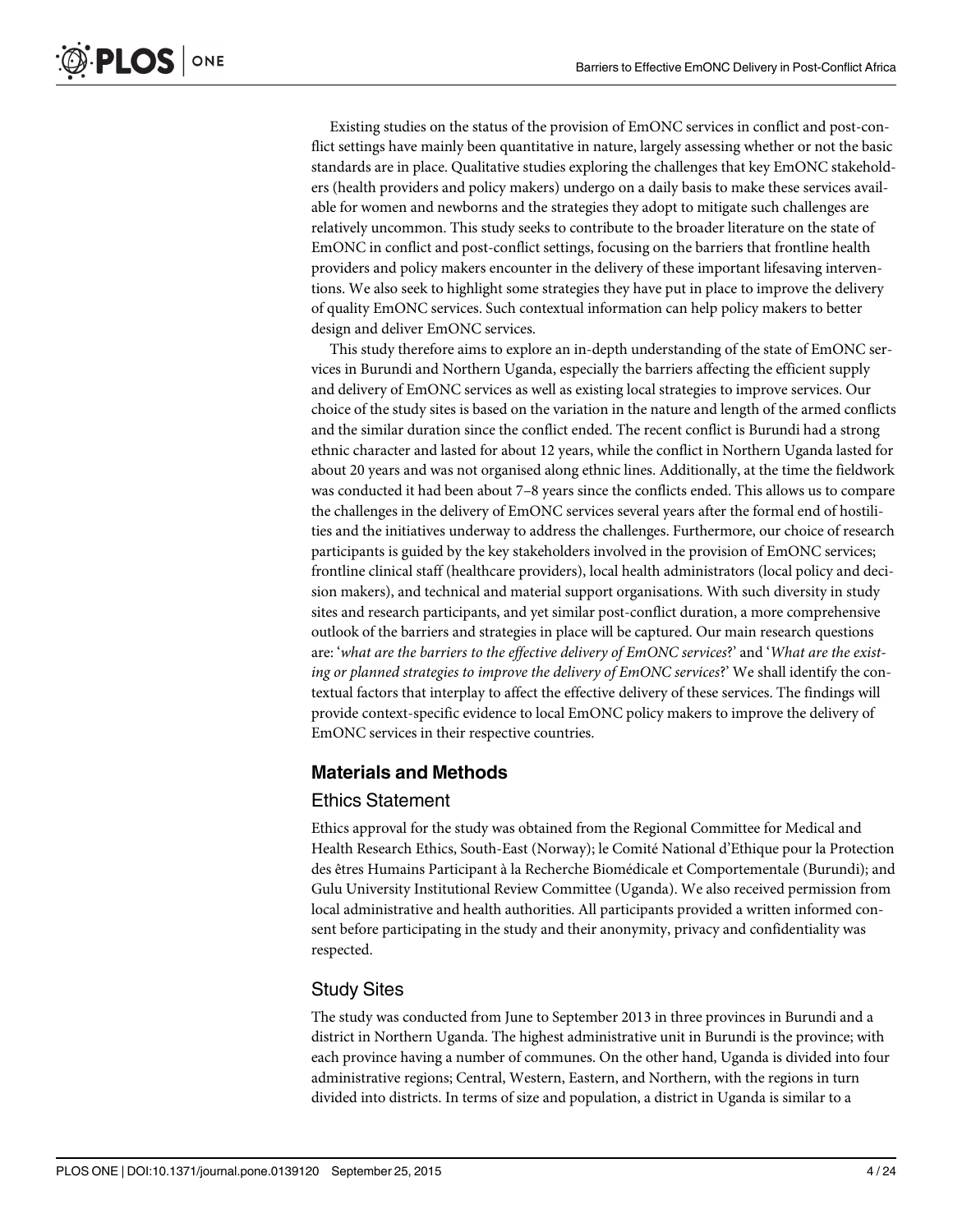Existing studies on the status of the provision of EmONC services in conflict and post-conflict settings have mainly been quantitative in nature, largely assessing whether or not the basic standards are in place. Qualitative studies exploring the challenges that key EmONC stakeholders (health providers and policy makers) undergo on a daily basis to make these services available for women and newborns and the strategies they adopt to mitigate such challenges are relatively uncommon. This study seeks to contribute to the broader literature on the state of EmONC in conflict and post-conflict settings, focusing on the barriers that frontline health providers and policy makers encounter in the delivery of these important lifesaving interventions. We also seek to highlight some strategies they have put in place to improve the delivery of quality EmONC services. Such contextual information can help policy makers to better design and deliver EmONC services.

This study therefore aims to explore an in-depth understanding of the state of EmONC services in Burundi and Northern Uganda, especially the barriers affecting the efficient supply and delivery of EmONC services as well as existing local strategies to improve services. Our choice of the study sites is based on the variation in the nature and length of the armed conflicts and the similar duration since the conflict ended. The recent conflict is Burundi had a strong ethnic character and lasted for about 12 years, while the conflict in Northern Uganda lasted for about 20 years and was not organised along ethnic lines. Additionally, at the time the fieldwork was conducted it had been about 7–8 years since the conflicts ended. This allows us to compare the challenges in the delivery of EmONC services several years after the formal end of hostilities and the initiatives underway to address the challenges. Furthermore, our choice of research participants is guided by the key stakeholders involved in the provision of EmONC services; frontline clinical staff (healthcare providers), local health administrators (local policy and decision makers), and technical and material support organisations. With such diversity in study sites and research participants, and yet similar post-conflict duration, a more comprehensive outlook of the barriers and strategies in place will be captured. Our main research questions are: '*what are the barriers to the effective delivery of EmONC services*?' and '*What are the existing or planned strategies to improve the delivery of EmONC services*?' We shall identify the contextual factors that interplay to affect the effective delivery of these services. The findings will provide context-specific evidence to local EmONC policy makers to improve the delivery of EmONC services in their respective countries.

## Materials and Methods

### Ethics Statement

Ethics approval for the study was obtained from the Regional Committee for Medical and Health Research Ethics, South-East (Norway); le Comité National d'Ethique pour la Protection des êtres Humains Participant à la Recherche Biomédicale et Comportementale (Burundi); and Gulu University Institutional Review Committee (Uganda). We also received permission from local administrative and health authorities. All participants provided a written informed consent before participating in the study and their anonymity, privacy and confidentiality was respected.

### Study Sites

The study was conducted from June to September 2013 in three provinces in Burundi and a district in Northern Uganda. The highest administrative unit in Burundi is the province; with each province having a number of communes. On the other hand, Uganda is divided into four administrative regions; Central, Western, Eastern, and Northern, with the regions in turn divided into districts. In terms of size and population, a district in Uganda is similar to a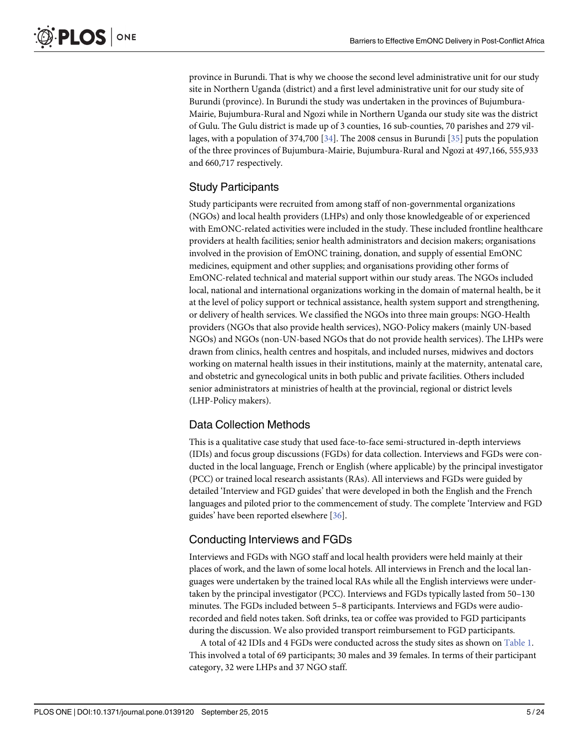province in Burundi. That is why we choose the second level administrative unit for our study site in Northern Uganda (district) and a first level administrative unit for our study site of Burundi (province). In Burundi the study was undertaken in the provinces of Bujumbura-Mairie, Bujumbura-Rural and Ngozi while in Northern Uganda our study site was the district of Gulu. The Gulu district is made up of 3 counties, 16 sub-counties, 70 parishes and 279 villages, with a population of 374,700 [34]. The 2008 census in Burundi [35] puts the population of the three provinces of Bujumbura-Mairie, Bujumbura-Rural and Ngozi at 497,166, 555,933 and 660,717 respectively.

## Study Participants

Study participants were recruited from among staff of non-governmental organizations (NGOs) and local health providers (LHPs) and only those knowledgeable of or experienced with EmONC-related activities were included in the study. These included frontline healthcare providers at health facilities; senior health administrators and decision makers; organisations involved in the provision of EmONC training, donation, and supply of essential EmONC medicines, equipment and other supplies; and organisations providing other forms of EmONC-related technical and material support within our study areas. The NGOs included local, national and international organizations working in the domain of maternal health, be it at the level of policy support or technical assistance, health system support and strengthening, or delivery of health services. We classified the NGOs into three main groups: NGO-Health providers (NGOs that also provide health services), NGO-Policy makers (mainly UN-based NGOs) and NGOs (non-UN-based NGOs that do not provide health services). The LHPs were drawn from clinics, health centres and hospitals, and included nurses, midwives and doctors working on maternal health issues in their institutions, mainly at the maternity, antenatal care, and obstetric and gynecological units in both public and private facilities. Others included senior administrators at ministries of health at the provincial, regional or district levels (LHP-Policy makers).

## Data Collection Methods

This is a qualitative case study that used face-to-face semi-structured in-depth interviews (IDIs) and focus group discussions (FGDs) for data collection. Interviews and FGDs were conducted in the local language, French or English (where applicable) by the principal investigator (PCC) or trained local research assistants (RAs). All interviews and FGDs were guided by detailed 'Interview and FGD guides' that were developed in both the English and the French languages and piloted prior to the commencement of study. The complete 'Interview and FGD guides' have been reported elsewhere [36].

## Conducting Interviews and FGDs

Interviews and FGDs with NGO staff and local health providers were held mainly at their places of work, and the lawn of some local hotels. All interviews in French and the local languages were undertaken by the trained local RAs while all the English interviews were undertaken by the principal investigator (PCC). Interviews and FGDs typically lasted from 50–130 minutes. The FGDs included between 5–8 participants. Interviews and FGDs were audio-recorded and field notes taken. Soft drinks, tea or coffee was provided to FGD participants during the discussion. We also provided transport reimbursement to FGD participants.

A total of 42 IDIs and 4 FGDs were conducted across the study sites as shown on Table 1. This involved a total of 69 participants; 30 males and 39 females. In terms of their participant category, 32 were LHPs and 37 NGO staff.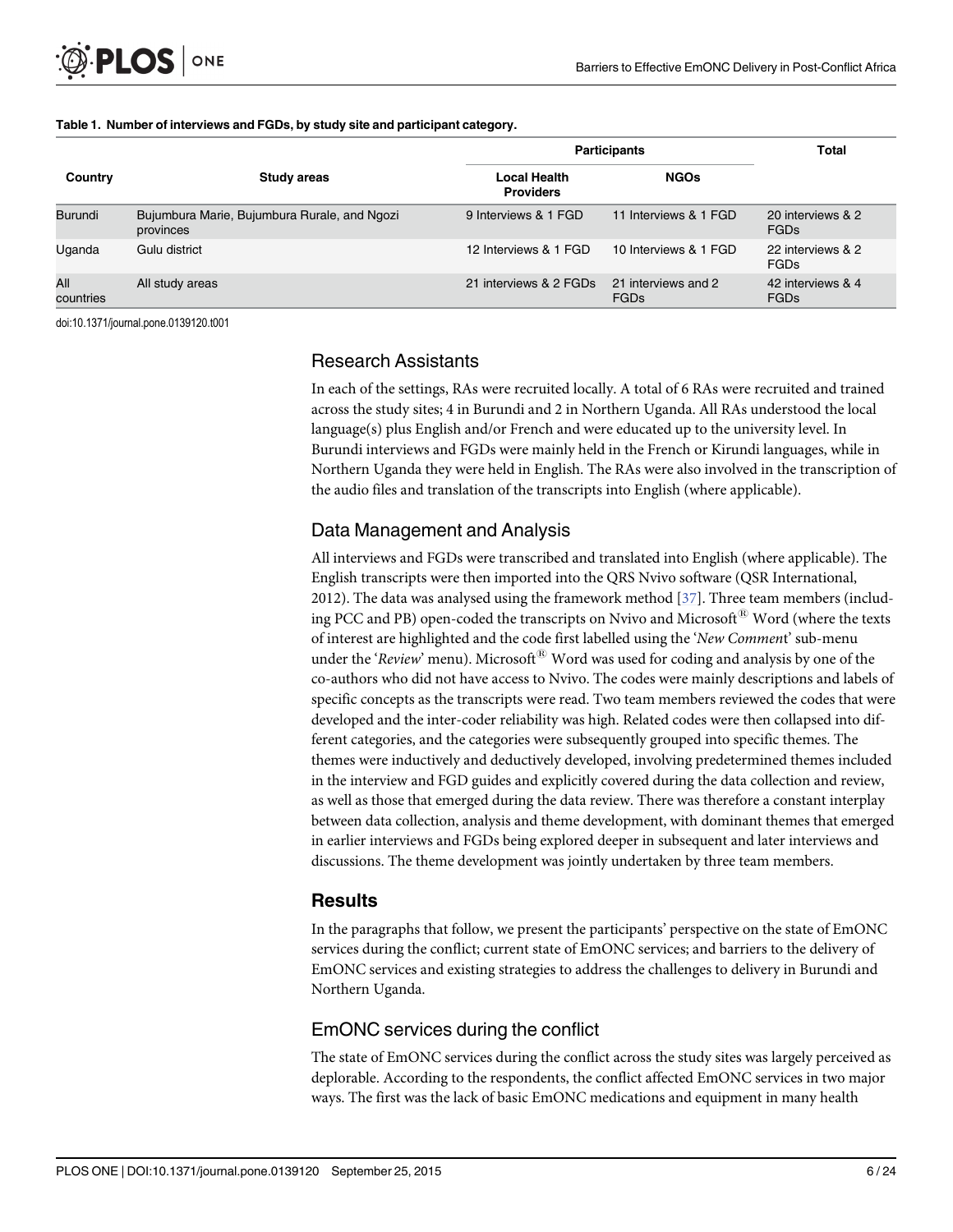**Table 1. Number of interviews and FGDs, by study site and participant category.**

| Country | Study areas | Participants | | Total |
|---|---|---|---|---|
| | | Local Health Providers | NGOs | |
| Burundi | Bujumbura Marie, Bujumbura Rurale, and Ngozi provinces | 9 Interviews & 1 FGD | 11 Interviews & 1 FGD | 20 interviews & 2 FGDs |
| Uganda | Gulu district | 12 Interviews & 1 FGD | 10 Interviews & 1 FGD | 22 interviews & 2 FGDs |
| All countries | All study areas | 21 interviews & 2 FGDs | 21 interviews and 2 FGDs | 42 interviews & 4 FGDs |

doi:10.1371/journal.pone.0139120.t001

## Research Assistants

In each of the settings, RAs were recruited locally. A total of 6 RAs were recruited and trained across the study sites; 4 in Burundi and 2 in Northern Uganda. All RAs understood the local language(s) plus English and/or French and were educated up to the university level. In Burundi interviews and FGDs were mainly held in the French or Kirundi languages, while in Northern Uganda they were held in English. The RAs were also involved in the transcription of the audio files and translation of the transcripts into English (where applicable).

## Data Management and Analysis

All interviews and FGDs were transcribed and translated into English (where applicable). The English transcripts were then imported into the QRS Nvivo software (QSR International, 2012). The data was analysed using the framework method [37]. Three team members (including PCC and PB) open-coded the transcripts on Nvivo and Microsoft® Word (where the texts of interest are highlighted and the code first labelled using the '*New Comment*' sub-menu under the '*Review*' menu). Microsoft® Word was used for coding and analysis by one of the co-authors who did not have access to Nvivo. The codes were mainly descriptions and labels of specific concepts as the transcripts were read. Two team members reviewed the codes that were developed and the inter-coder reliability was high. Related codes were then collapsed into different categories, and the categories were subsequently grouped into specific themes. The themes were inductively and deductively developed, involving predetermined themes included in the interview and FGD guides and explicitly covered during the data collection and review, as well as those that emerged during the data review. There was therefore a constant interplay between data collection, analysis and theme development, with dominant themes that emerged in earlier interviews and FGDs being explored deeper in subsequent and later interviews and discussions. The theme development was jointly undertaken by three team members.

# Results

In the paragraphs that follow, we present the participants' perspective on the state of EmONC services during the conflict; current state of EmONC services; and barriers to the delivery of EmONC services and existing strategies to address the challenges to delivery in Burundi and Northern Uganda.

## EmONC services during the conflict

The state of EmONC services during the conflict across the study sites was largely perceived as deplorable. According to the respondents, the conflict affected EmONC services in two major ways. The first was the lack of basic EmONC medications and equipment in many health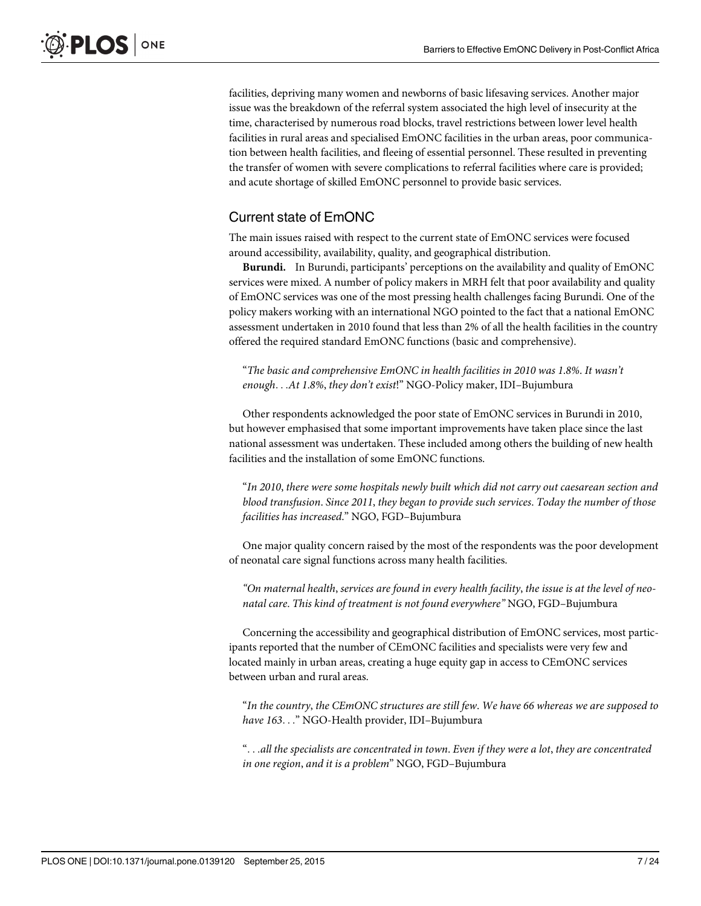facilities, depriving many women and newborns of basic lifesaving services. Another major issue was the breakdown of the referral system associated the high level of insecurity at the time, characterised by numerous road blocks, travel restrictions between lower level health facilities in rural areas and specialised EmONC facilities in the urban areas, poor communication between health facilities, and fleeing of essential personnel. These resulted in preventing the transfer of women with severe complications to referral facilities where care is provided; and acute shortage of skilled EmONC personnel to provide basic services.

## Current state of EmONC

The main issues raised with respect to the current state of EmONC services were focused around accessibility, availability, quality, and geographical distribution.

**Burundi.** In Burundi, participants' perceptions on the availability and quality of EmONC services were mixed. A number of policy makers in MRH felt that poor availability and quality of EmONC services was one of the most pressing health challenges facing Burundi. One of the policy makers working with an international NGO pointed to the fact that a national EmONC assessment undertaken in 2010 found that less than 2% of all the health facilities in the country offered the required standard EmONC functions (basic and comprehensive).

> "*The basic and comprehensive EmONC in health facilities in 2010 was 1.8%. It wasn't enough. . .At 1.8%, they don't exist*!" NGO-Policy maker, IDI–Bujumbura

Other respondents acknowledged the poor state of EmONC services in Burundi in 2010, but however emphasised that some important improvements have taken place since the last national assessment was undertaken. These included among others the building of new health facilities and the installation of some EmONC functions.

> "*In 2010, there were some hospitals newly built which did not carry out caesarean section and blood transfusion. Since 2011, they began to provide such services. Today the number of those facilities has increased*." NGO, FGD–Bujumbura

One major quality concern raised by the most of the respondents was the poor development of neonatal care signal functions across many health facilities.

> *"On maternal health, services are found in every health facility, the issue is at the level of neonatal care. This kind of treatment is not found everywhere"* NGO, FGD–Bujumbura

Concerning the accessibility and geographical distribution of EmONC services, most participants reported that the number of CEmONC facilities and specialists were very few and located mainly in urban areas, creating a huge equity gap in access to CEmONC services between urban and rural areas.

> "*In the country, the CEmONC structures are still few. We have 66 whereas we are supposed to have 163. . .*" NGO-Health provider, IDI–Bujumbura

> "*. . .all the specialists are concentrated in town. Even if they were a lot, they are concentrated in one region, and it is a problem*" NGO, FGD–Bujumbura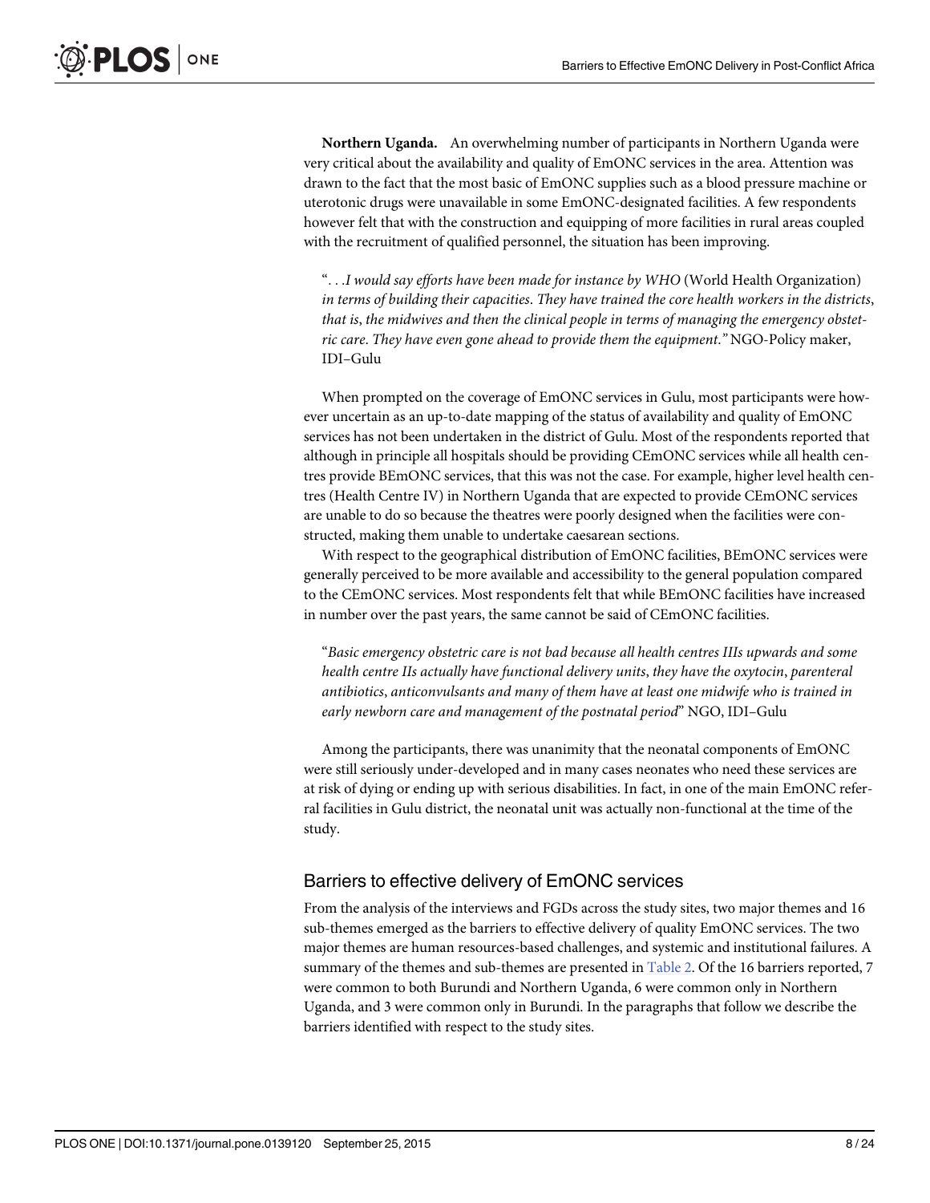**Northern Uganda.** An overwhelming number of participants in Northern Uganda were very critical about the availability and quality of EmONC services in the area. Attention was drawn to the fact that the most basic of EmONC supplies such as a blood pressure machine or uterotonic drugs were unavailable in some EmONC-designated facilities. A few respondents however felt that with the construction and equipping of more facilities in rural areas coupled with the recruitment of qualified personnel, the situation has been improving.

> "*. . .I would say efforts have been made for instance by WHO* (World Health Organization) *in terms of building their capacities. They have trained the core health workers in the districts, that is, the midwives and then the clinical people in terms of managing the emergency obstetric care. They have even gone ahead to provide them the equipment."* NGO-Policy maker, IDI–Gulu

When prompted on the coverage of EmONC services in Gulu, most participants were however uncertain as an up-to-date mapping of the status of availability and quality of EmONC services has not been undertaken in the district of Gulu. Most of the respondents reported that although in principle all hospitals should be providing CEmONC services while all health centres provide BEmONC services, that this was not the case. For example, higher level health centres (Health Centre IV) in Northern Uganda that are expected to provide CEmONC services are unable to do so because the theatres were poorly designed when the facilities were constructed, making them unable to undertake caesarean sections.

With respect to the geographical distribution of EmONC facilities, BEmONC services were generally perceived to be more available and accessibility to the general population compared to the CEmONC services. Most respondents felt that while BEmONC facilities have increased in number over the past years, the same cannot be said of CEmONC facilities.

> "*Basic emergency obstetric care is not bad because all health centres IIIs upwards and some health centre IIs actually have functional delivery units, they have the oxytocin, parenteral antibiotics, anticonvulsants and many of them have at least one midwife who is trained in early newborn care and management of the postnatal period*" NGO, IDI–Gulu

Among the participants, there was unanimity that the neonatal components of EmONC were still seriously under-developed and in many cases neonates who need these services are at risk of dying or ending up with serious disabilities. In fact, in one of the main EmONC referral facilities in Gulu district, the neonatal unit was actually non-functional at the time of the study.

## Barriers to effective delivery of EmONC services

From the analysis of the interviews and FGDs across the study sites, two major themes and 16 sub-themes emerged as the barriers to effective delivery of quality EmONC services. The two major themes are human resources-based challenges, and systemic and institutional failures. A summary of the themes and sub-themes are presented in Table 2. Of the 16 barriers reported, 7 were common to both Burundi and Northern Uganda, 6 were common only in Northern Uganda, and 3 were common only in Burundi. In the paragraphs that follow we describe the barriers identified with respect to the study sites.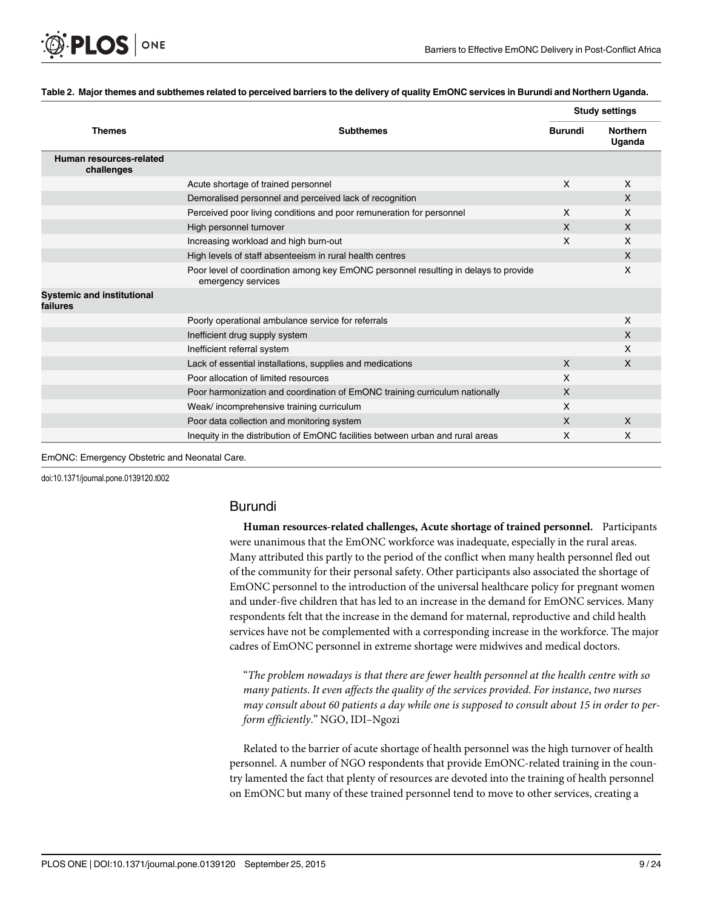**Table 2. Major themes and subthemes related to perceived barriers to the delivery of quality EmONC services in Burundi and Northern Uganda.**

| Themes | Subthemes | Study settings | |
|---|---|---|---|
| | | Burundi | Northern Uganda |
| **Human resources-related challenges** | | | |
| | Acute shortage of trained personnel | X | X |
| | Demoralised personnel and perceived lack of recognition | | X |
| | Perceived poor living conditions and poor remuneration for personnel | X | X |
| | High personnel turnover | X | X |
| | Increasing workload and high burn-out | X | X |
| | High levels of staff absenteeism in rural health centres | | X |
| | Poor level of coordination among key EmONC personnel resulting in delays to provide emergency services | | X |
| **Systemic and institutional failures** | | | |
| | Poorly operational ambulance service for referrals | | X |
| | Inefficient drug supply system | | X |
| | Inefficient referral system | | X |
| | Lack of essential installations, supplies and medications | X | X |
| | Poor allocation of limited resources | X | |
| | Poor harmonization and coordination of EmONC training curriculum nationally | X | |
| | Weak/ incomprehensive training curriculum | X | |
| | Poor data collection and monitoring system | X | X |
| | Inequity in the distribution of EmONC facilities between urban and rural areas | X | X |

EmONC: Emergency Obstetric and Neonatal Care.

doi:10.1371/journal.pone.0139120.t002

## Burundi

**Human resources-related challenges, Acute shortage of trained personnel.** Participants were unanimous that the EmONC workforce was inadequate, especially in the rural areas. Many attributed this partly to the period of the conflict when many health personnel fled out of the community for their personal safety. Other participants also associated the shortage of EmONC personnel to the introduction of the universal healthcare policy for pregnant women and under-five children that has led to an increase in the demand for EmONC services. Many respondents felt that the increase in the demand for maternal, reproductive and child health services have not be complemented with a corresponding increase in the workforce. The major cadres of EmONC personnel in extreme shortage were midwives and medical doctors.

> "*The problem nowadays is that there are fewer health personnel at the health centre with so many patients. It even affects the quality of the services provided. For instance, two nurses may consult about 60 patients a day while one is supposed to consult about 15 in order to perform efficiently*." NGO, IDI–Ngozi

Related to the barrier of acute shortage of health personnel was the high turnover of health personnel. A number of NGO respondents that provide EmONC-related training in the country lamented the fact that plenty of resources are devoted into the training of health personnel on EmONC but many of these trained personnel tend to move to other services, creating a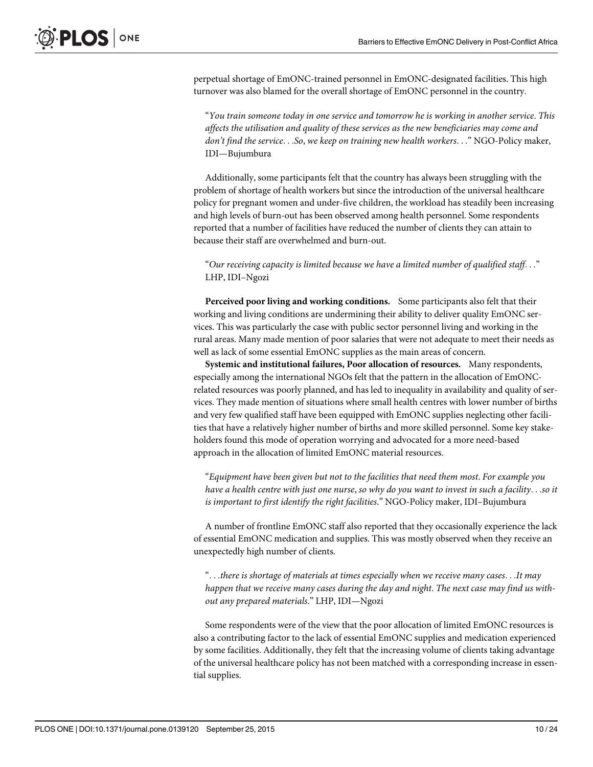perpetual shortage of EmONC-trained personnel in EmONC-designated facilities. This high turnover was also blamed for the overall shortage of EmONC personnel in the country.

> "*You train someone today in one service and tomorrow he is working in another service. This affects the utilisation and quality of these services as the new beneficiaries may come and don't find the service. . .So, we keep on training new health workers. . .*" NGO-Policy maker, IDI—Bujumbura

Additionally, some participants felt that the country has always been struggling with the problem of shortage of health workers but since the introduction of the universal healthcare policy for pregnant women and under-five children, the workload has steadily been increasing and high levels of burn-out has been observed among health personnel. Some respondents reported that a number of facilities have reduced the number of clients they can attain to because their staff are overwhelmed and burn-out.

> "*Our receiving capacity is limited because we have a limited number of qualified staff. . .*" LHP, IDI–Ngozi

**Perceived poor living and working conditions.** Some participants also felt that their working and living conditions are undermining their ability to deliver quality EmONC services. This was particularly the case with public sector personnel living and working in the rural areas. Many made mention of poor salaries that were not adequate to meet their needs as well as lack of some essential EmONC supplies as the main areas of concern.

**Systemic and institutional failures, Poor allocation of resources.** Many respondents, especially among the international NGOs felt that the pattern in the allocation of EmONC-related resources was poorly planned, and has led to inequality in availability and quality of services. They made mention of situations where small health centres with lower number of births and very few qualified staff have been equipped with EmONC supplies neglecting other facilities that have a relatively higher number of births and more skilled personnel. Some key stakeholders found this mode of operation worrying and advocated for a more need-based approach in the allocation of limited EmONC material resources.

> "*Equipment have been given but not to the facilities that need them most. For example you have a health centre with just one nurse, so why do you want to invest in such a facility. . .so it is important to first identify the right facilities.*" NGO-Policy maker, IDI–Bujumbura

A number of frontline EmONC staff also reported that they occasionally experience the lack of essential EmONC medication and supplies. This was mostly observed when they receive an unexpectedly high number of clients.

> "*. . .there is shortage of materials at times especially when we receive many cases. . .It may happen that we receive many cases during the day and night. The next case may find us without any prepared materials.*" LHP, IDI—Ngozi

Some respondents were of the view that the poor allocation of limited EmONC resources is also a contributing factor to the lack of essential EmONC supplies and medication experienced by some facilities. Additionally, they felt that the increasing volume of clients taking advantage of the universal healthcare policy has not been matched with a corresponding increase in essential supplies.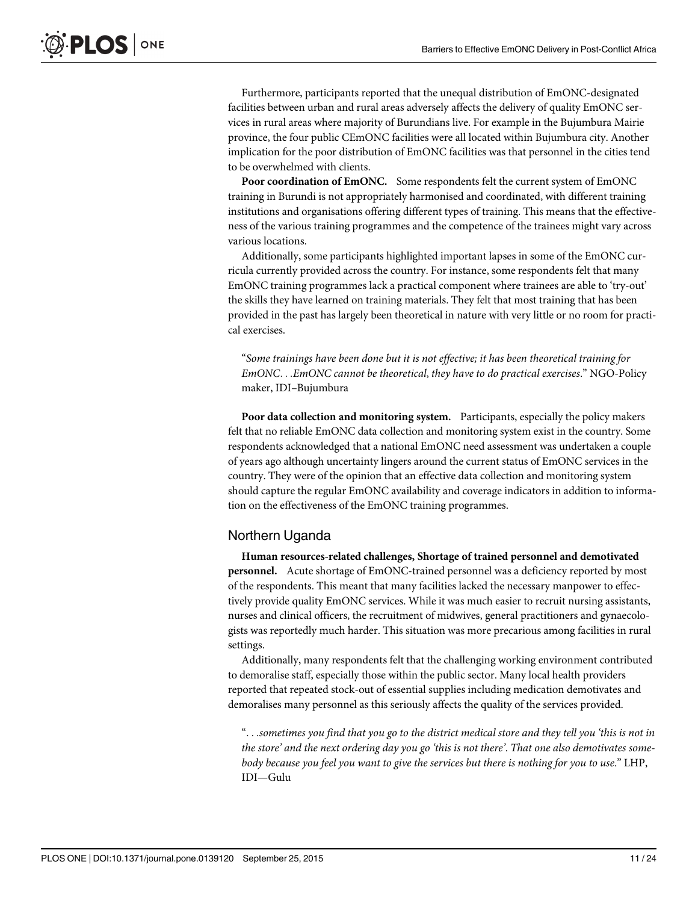Furthermore, participants reported that the unequal distribution of EmONC-designated facilities between urban and rural areas adversely affects the delivery of quality EmONC services in rural areas where majority of Burundians live. For example in the Bujumbura Mairie province, the four public CEmONC facilities were all located within Bujumbura city. Another implication for the poor distribution of EmONC facilities was that personnel in the cities tend to be overwhelmed with clients.

**Poor coordination of EmONC.** Some respondents felt the current system of EmONC training in Burundi is not appropriately harmonised and coordinated, with different training institutions and organisations offering different types of training. This means that the effectiveness of the various training programmes and the competence of the trainees might vary across various locations.

Additionally, some participants highlighted important lapses in some of the EmONC curricula currently provided across the country. For instance, some respondents felt that many EmONC training programmes lack a practical component where trainees are able to 'try-out' the skills they have learned on training materials. They felt that most training that has been provided in the past has largely been theoretical in nature with very little or no room for practical exercises.

> "*Some trainings have been done but it is not effective; it has been theoretical training for EmONC. . .EmONC cannot be theoretical, they have to do practical exercises*." NGO-Policy maker, IDI–Bujumbura

**Poor data collection and monitoring system.** Participants, especially the policy makers felt that no reliable EmONC data collection and monitoring system exist in the country. Some respondents acknowledged that a national EmONC need assessment was undertaken a couple of years ago although uncertainty lingers around the current status of EmONC services in the country. They were of the opinion that an effective data collection and monitoring system should capture the regular EmONC availability and coverage indicators in addition to information on the effectiveness of the EmONC training programmes.

## Northern Uganda

**Human resources-related challenges, Shortage of trained personnel and demotivated personnel.** Acute shortage of EmONC-trained personnel was a deficiency reported by most of the respondents. This meant that many facilities lacked the necessary manpower to effectively provide quality EmONC services. While it was much easier to recruit nursing assistants, nurses and clinical officers, the recruitment of midwives, general practitioners and gynaecologists was reportedly much harder. This situation was more precarious among facilities in rural settings.

Additionally, many respondents felt that the challenging working environment contributed to demoralise staff, especially those within the public sector. Many local health providers reported that repeated stock-out of essential supplies including medication demotivates and demoralises many personnel as this seriously affects the quality of the services provided.

> "*. . .sometimes you find that you go to the district medical store and they tell you 'this is not in the store' and the next ordering day you go 'this is not there'. That one also demotivates somebody because you feel you want to give the services but there is nothing for you to use*." LHP, IDI—Gulu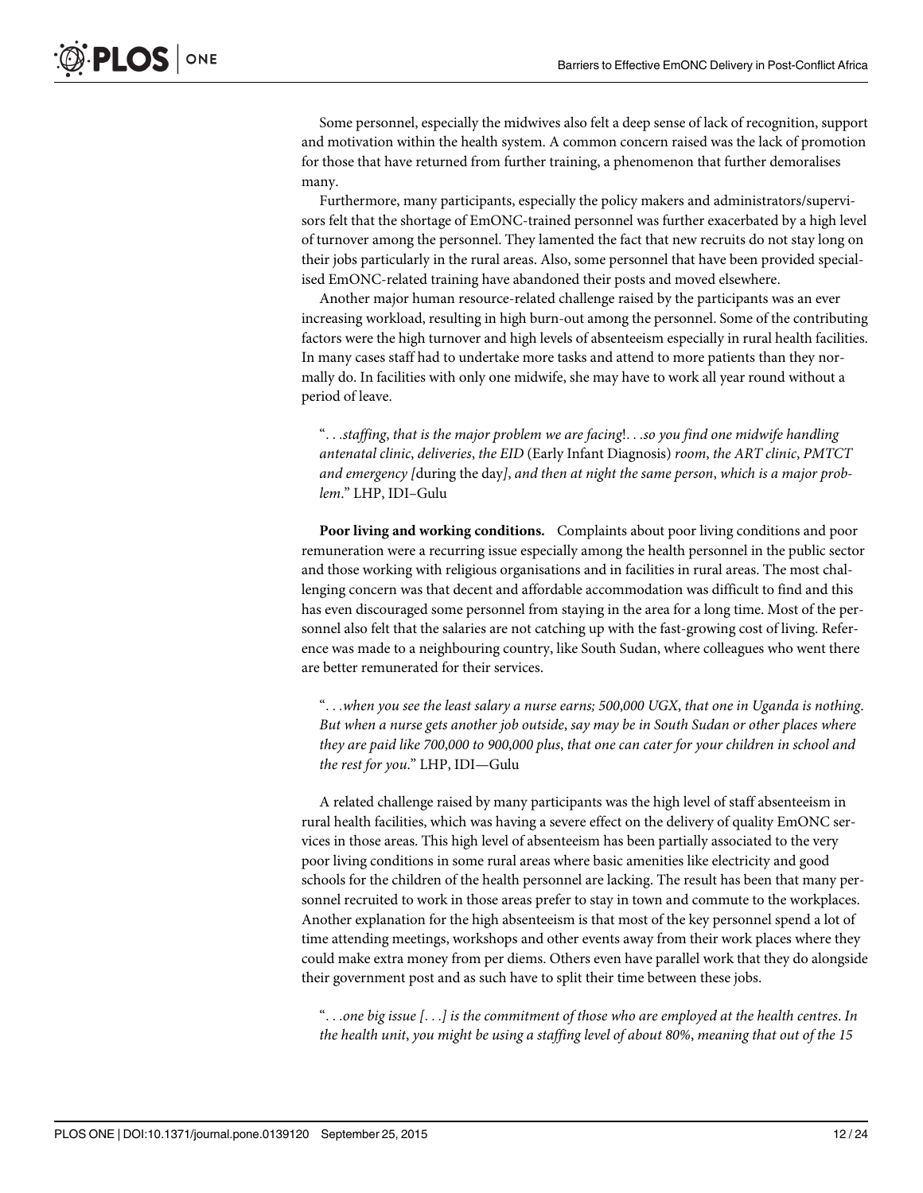Some personnel, especially the midwives also felt a deep sense of lack of recognition, support and motivation within the health system. A common concern raised was the lack of promotion for those that have returned from further training, a phenomenon that further demoralises many.

Furthermore, many participants, especially the policy makers and administrators/supervisors felt that the shortage of EmONC-trained personnel was further exacerbated by a high level of turnover among the personnel. They lamented the fact that new recruits do not stay long on their jobs particularly in the rural areas. Also, some personnel that have been provided specialised EmONC-related training have abandoned their posts and moved elsewhere.

Another major human resource-related challenge raised by the participants was an ever increasing workload, resulting in high burn-out among the personnel. Some of the contributing factors were the high turnover and high levels of absenteeism especially in rural health facilities. In many cases staff had to undertake more tasks and attend to more patients than they normally do. In facilities with only one midwife, she may have to work all year round without a period of leave.

> "*. . .staffing, that is the major problem we are facing!. . .so you find one midwife handling antenatal clinic, deliveries, the EID* (Early Infant Diagnosis) *room, the ART clinic, PMTCT and emergency [*during the day*], and then at night the same person, which is a major problem.*" LHP, IDI–Gulu

**Poor living and working conditions.** Complaints about poor living conditions and poor remuneration were a recurring issue especially among the health personnel in the public sector and those working with religious organisations and in facilities in rural areas. The most challenging concern was that decent and affordable accommodation was difficult to find and this has even discouraged some personnel from staying in the area for a long time. Most of the personnel also felt that the salaries are not catching up with the fast-growing cost of living. Reference was made to a neighbouring country, like South Sudan, where colleagues who went there are better remunerated for their services.

> "*. . .when you see the least salary a nurse earns; 500,000 UGX, that one in Uganda is nothing. But when a nurse gets another job outside, say may be in South Sudan or other places where they are paid like 700,000 to 900,000 plus, that one can cater for your children in school and the rest for you.*" LHP, IDI—Gulu

A related challenge raised by many participants was the high level of staff absenteeism in rural health facilities, which was having a severe effect on the delivery of quality EmONC services in those areas. This high level of absenteeism has been partially associated to the very poor living conditions in some rural areas where basic amenities like electricity and good schools for the children of the health personnel are lacking. The result has been that many personnel recruited to work in those areas prefer to stay in town and commute to the workplaces. Another explanation for the high absenteeism is that most of the key personnel spend a lot of time attending meetings, workshops and other events away from their work places where they could make extra money from per diems. Others even have parallel work that they do alongside their government post and as such have to split their time between these jobs.

> "*. . .one big issue [. . .] is the commitment of those who are employed at the health centres. In the health unit, you might be using a staffing level of about 80%, meaning that out of the 15*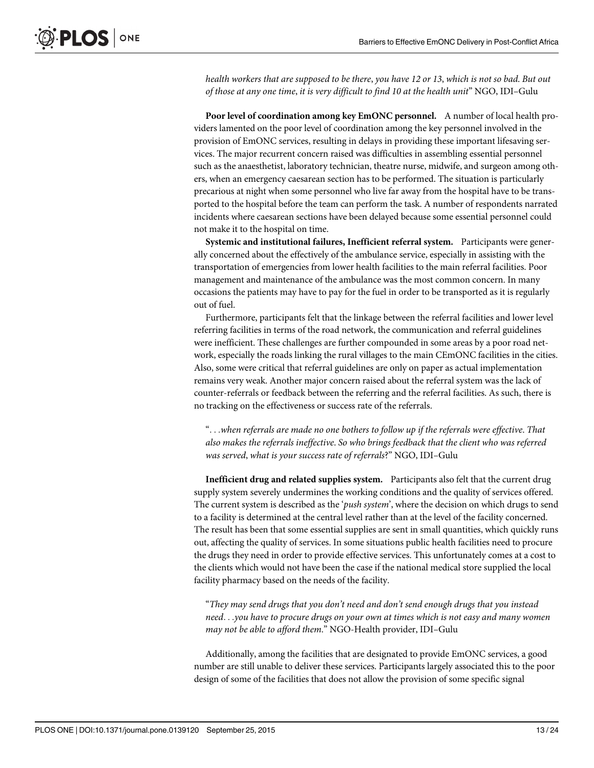*health workers that are supposed to be there, you have 12 or 13, which is not so bad. But out of those at any one time, it is very difficult to find 10 at the health unit*" NGO, IDI–Gulu

**Poor level of coordination among key EmONC personnel.** A number of local health providers lamented on the poor level of coordination among the key personnel involved in the provision of EmONC services, resulting in delays in providing these important lifesaving services. The major recurrent concern raised was difficulties in assembling essential personnel such as the anaesthetist, laboratory technician, theatre nurse, midwife, and surgeon among others, when an emergency caesarean section has to be performed. The situation is particularly precarious at night when some personnel who live far away from the hospital have to be transported to the hospital before the team can perform the task. A number of respondents narrated incidents where caesarean sections have been delayed because some essential personnel could not make it to the hospital on time.

**Systemic and institutional failures, Inefficient referral system.** Participants were generally concerned about the effectively of the ambulance service, especially in assisting with the transportation of emergencies from lower health facilities to the main referral facilities. Poor management and maintenance of the ambulance was the most common concern. In many occasions the patients may have to pay for the fuel in order to be transported as it is regularly out of fuel.

Furthermore, participants felt that the linkage between the referral facilities and lower level referring facilities in terms of the road network, the communication and referral guidelines were inefficient. These challenges are further compounded in some areas by a poor road network, especially the roads linking the rural villages to the main CEmONC facilities in the cities. Also, some were critical that referral guidelines are only on paper as actual implementation remains very weak. Another major concern raised about the referral system was the lack of counter-referrals or feedback between the referring and the referral facilities. As such, there is no tracking on the effectiveness or success rate of the referrals.

> "*. . .when referrals are made no one bothers to follow up if the referrals were effective. That also makes the referrals ineffective. So who brings feedback that the client who was referred was served, what is your success rate of referrals*?" NGO, IDI–Gulu

**Inefficient drug and related supplies system.** Participants also felt that the current drug supply system severely undermines the working conditions and the quality of services offered. The current system is described as the '*push system*', where the decision on which drugs to send to a facility is determined at the central level rather than at the level of the facility concerned. The result has been that some essential supplies are sent in small quantities, which quickly runs out, affecting the quality of services. In some situations public health facilities need to procure the drugs they need in order to provide effective services. This unfortunately comes at a cost to the clients which would not have been the case if the national medical store supplied the local facility pharmacy based on the needs of the facility.

> "*They may send drugs that you don't need and don't send enough drugs that you instead need. . .you have to procure drugs on your own at times which is not easy and many women may not be able to afford them.*" NGO-Health provider, IDI–Gulu

Additionally, among the facilities that are designated to provide EmONC services, a good number are still unable to deliver these services. Participants largely associated this to the poor design of some of the facilities that does not allow the provision of some specific signal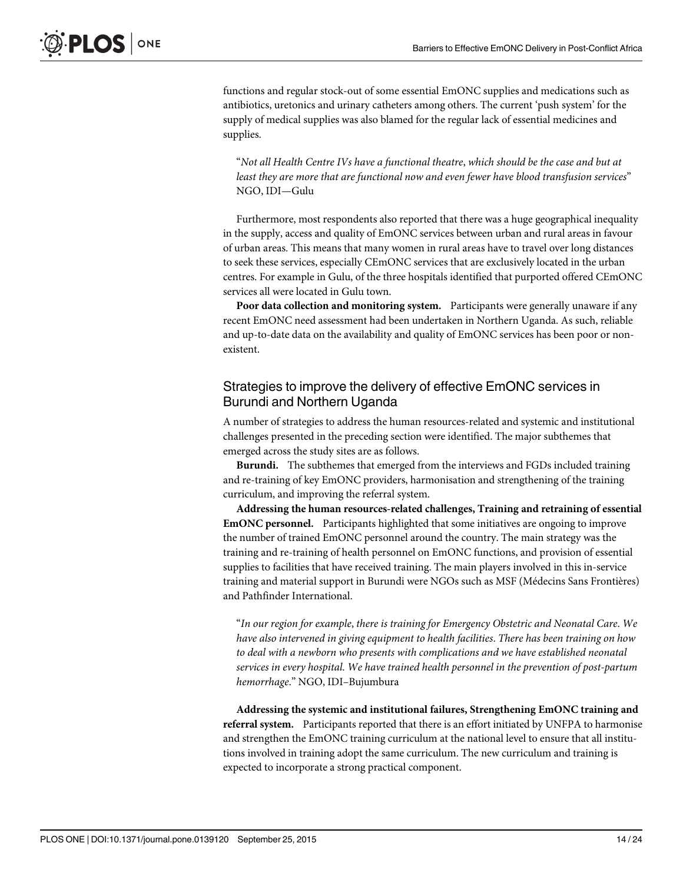functions and regular stock-out of some essential EmONC supplies and medications such as antibiotics, uretonics and urinary catheters among others. The current 'push system' for the supply of medical supplies was also blamed for the regular lack of essential medicines and supplies.

> "*Not all Health Centre IVs have a functional theatre, which should be the case and but at least they are more that are functional now and even fewer have blood transfusion services*" NGO, IDI—Gulu

Furthermore, most respondents also reported that there was a huge geographical inequality in the supply, access and quality of EmONC services between urban and rural areas in favour of urban areas. This means that many women in rural areas have to travel over long distances to seek these services, especially CEmONC services that are exclusively located in the urban centres. For example in Gulu, of the three hospitals identified that purported offered CEmONC services all were located in Gulu town.

**Poor data collection and monitoring system.** Participants were generally unaware if any recent EmONC need assessment had been undertaken in Northern Uganda. As such, reliable and up-to-date data on the availability and quality of EmONC services has been poor or non-existent.

## Strategies to improve the delivery of effective EmONC services in Burundi and Northern Uganda

A number of strategies to address the human resources-related and systemic and institutional challenges presented in the preceding section were identified. The major subthemes that emerged across the study sites are as follows.

**Burundi.** The subthemes that emerged from the interviews and FGDs included training and re-training of key EmONC providers, harmonisation and strengthening of the training curriculum, and improving the referral system.

**Addressing the human resources-related challenges, Training and retraining of essential EmONC personnel.** Participants highlighted that some initiatives are ongoing to improve the number of trained EmONC personnel around the country. The main strategy was the training and re-training of health personnel on EmONC functions, and provision of essential supplies to facilities that have received training. The main players involved in this in-service training and material support in Burundi were NGOs such as MSF (Médecins Sans Frontières) and Pathfinder International.

> "*In our region for example, there is training for Emergency Obstetric and Neonatal Care. We have also intervened in giving equipment to health facilities. There has been training on how to deal with a newborn who presents with complications and we have established neonatal services in every hospital. We have trained health personnel in the prevention of post-partum hemorrhage.*" NGO, IDI–Bujumbura

**Addressing the systemic and institutional failures, Strengthening EmONC training and referral system.** Participants reported that there is an effort initiated by UNFPA to harmonise and strengthen the EmONC training curriculum at the national level to ensure that all institutions involved in training adopt the same curriculum. The new curriculum and training is expected to incorporate a strong practical component.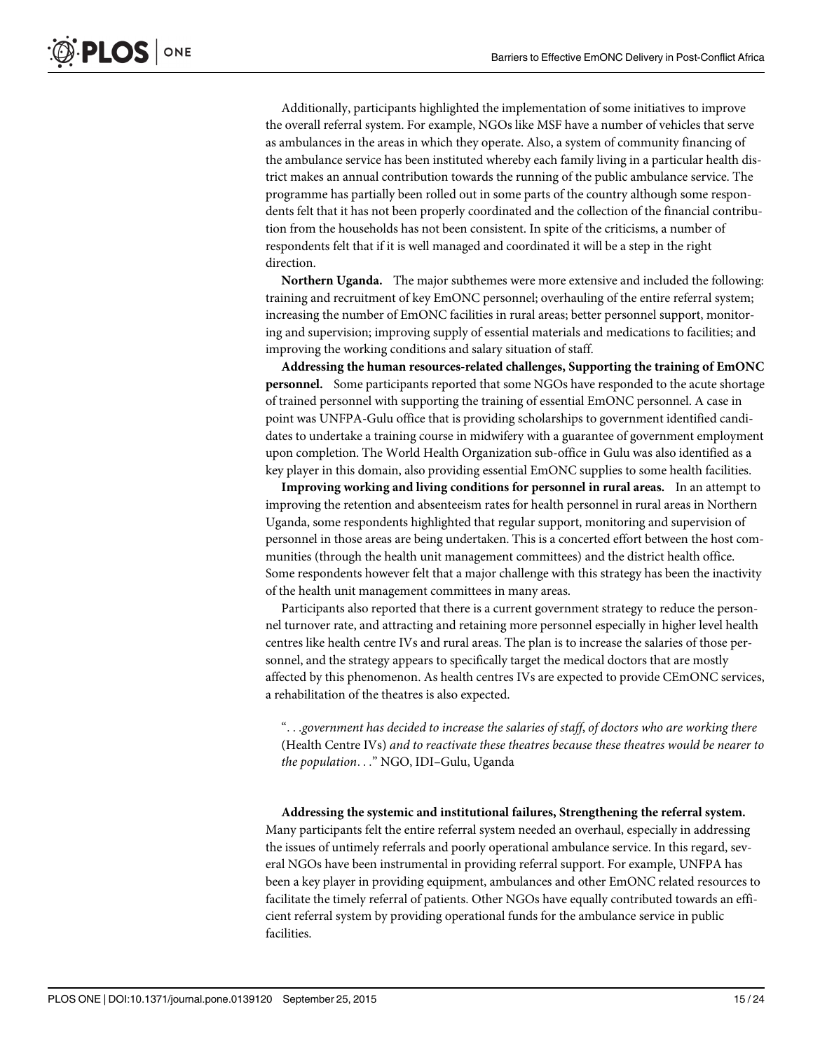Additionally, participants highlighted the implementation of some initiatives to improve the overall referral system. For example, NGOs like MSF have a number of vehicles that serve as ambulances in the areas in which they operate. Also, a system of community financing of the ambulance service has been instituted whereby each family living in a particular health district makes an annual contribution towards the running of the public ambulance service. The programme has partially been rolled out in some parts of the country although some respondents felt that it has not been properly coordinated and the collection of the financial contribution from the households has not been consistent. In spite of the criticisms, a number of respondents felt that if it is well managed and coordinated it will be a step in the right direction.

**Northern Uganda.** The major subthemes were more extensive and included the following: training and recruitment of key EmONC personnel; overhauling of the entire referral system; increasing the number of EmONC facilities in rural areas; better personnel support, monitoring and supervision; improving supply of essential materials and medications to facilities; and improving the working conditions and salary situation of staff.

**Addressing the human resources-related challenges, Supporting the training of EmONC personnel.** Some participants reported that some NGOs have responded to the acute shortage of trained personnel with supporting the training of essential EmONC personnel. A case in point was UNFPA-Gulu office that is providing scholarships to government identified candidates to undertake a training course in midwifery with a guarantee of government employment upon completion. The World Health Organization sub-office in Gulu was also identified as a key player in this domain, also providing essential EmONC supplies to some health facilities.

**Improving working and living conditions for personnel in rural areas.** In an attempt to improving the retention and absenteeism rates for health personnel in rural areas in Northern Uganda, some respondents highlighted that regular support, monitoring and supervision of personnel in those areas are being undertaken. This is a concerted effort between the host communities (through the health unit management committees) and the district health office. Some respondents however felt that a major challenge with this strategy has been the inactivity of the health unit management committees in many areas.

Participants also reported that there is a current government strategy to reduce the personnel turnover rate, and attracting and retaining more personnel especially in higher level health centres like health centre IVs and rural areas. The plan is to increase the salaries of those personnel, and the strategy appears to specifically target the medical doctors that are mostly affected by this phenomenon. As health centres IVs are expected to provide CEmONC services, a rehabilitation of the theatres is also expected.

> "*. . .government has decided to increase the salaries of staff, of doctors who are working there* (Health Centre IVs) *and to reactivate these theatres because these theatres would be nearer to the population. . .*" NGO, IDI–Gulu, Uganda

**Addressing the systemic and institutional failures, Strengthening the referral system.** Many participants felt the entire referral system needed an overhaul, especially in addressing the issues of untimely referrals and poorly operational ambulance service. In this regard, several NGOs have been instrumental in providing referral support. For example, UNFPA has been a key player in providing equipment, ambulances and other EmONC related resources to facilitate the timely referral of patients. Other NGOs have equally contributed towards an efficient referral system by providing operational funds for the ambulance service in public facilities.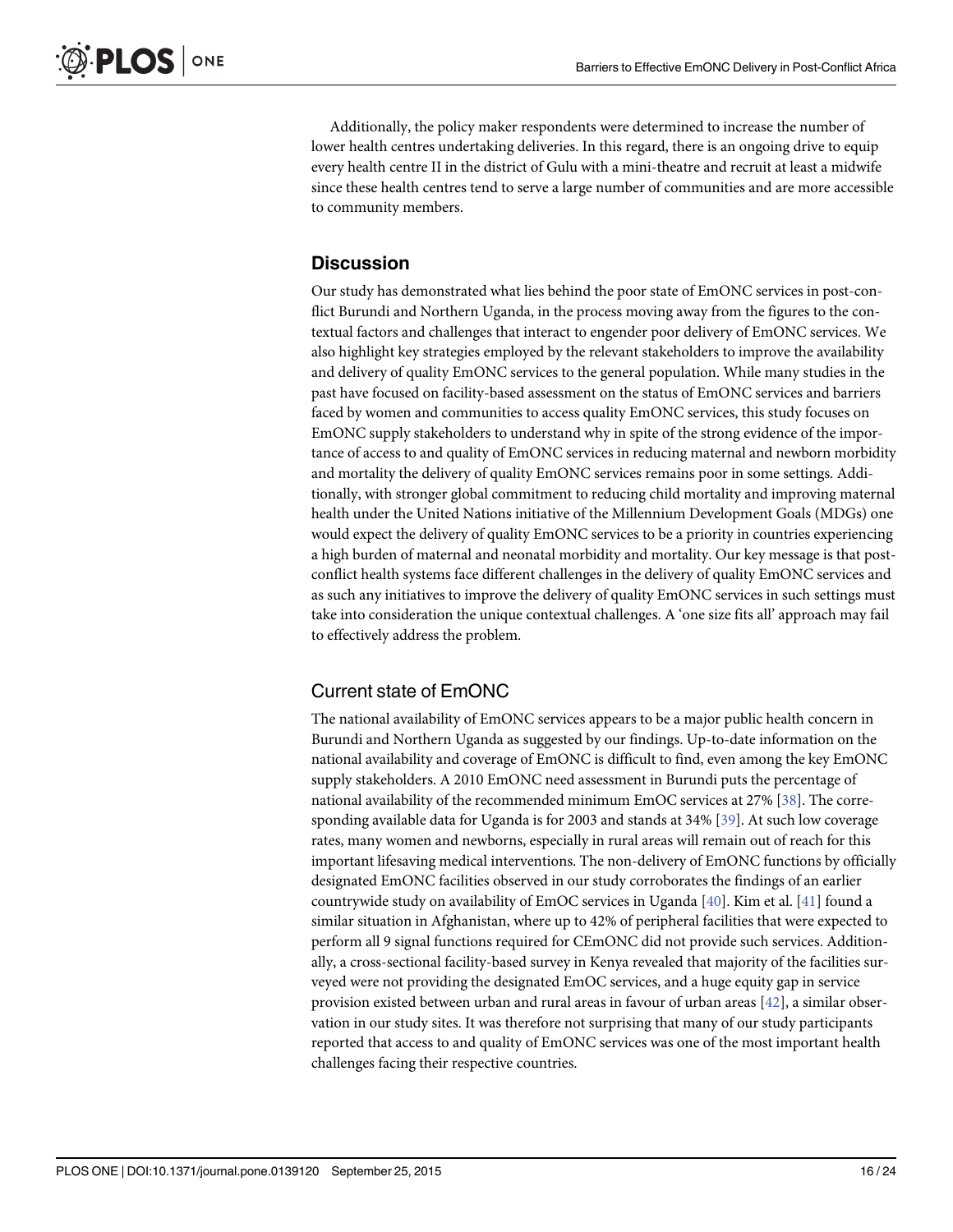Additionally, the policy maker respondents were determined to increase the number of lower health centres undertaking deliveries. In this regard, there is an ongoing drive to equip every health centre II in the district of Gulu with a mini-theatre and recruit at least a midwife since these health centres tend to serve a large number of communities and are more accessible to community members.

## Discussion

Our study has demonstrated what lies behind the poor state of EmONC services in post-conflict Burundi and Northern Uganda, in the process moving away from the figures to the contextual factors and challenges that interact to engender poor delivery of EmONC services. We also highlight key strategies employed by the relevant stakeholders to improve the availability and delivery of quality EmONC services to the general population. While many studies in the past have focused on facility-based assessment on the status of EmONC services and barriers faced by women and communities to access quality EmONC services, this study focuses on EmONC supply stakeholders to understand why in spite of the strong evidence of the importance of access to and quality of EmONC services in reducing maternal and newborn morbidity and mortality the delivery of quality EmONC services remains poor in some settings. Additionally, with stronger global commitment to reducing child mortality and improving maternal health under the United Nations initiative of the Millennium Development Goals (MDGs) one would expect the delivery of quality EmONC services to be a priority in countries experiencing a high burden of maternal and neonatal morbidity and mortality. Our key message is that post-conflict health systems face different challenges in the delivery of quality EmONC services and as such any initiatives to improve the delivery of quality EmONC services in such settings must take into consideration the unique contextual challenges. A 'one size fits all' approach may fail to effectively address the problem.

### Current state of EmONC

The national availability of EmONC services appears to be a major public health concern in Burundi and Northern Uganda as suggested by our findings. Up-to-date information on the national availability and coverage of EmONC is difficult to find, even among the key EmONC supply stakeholders. A 2010 EmONC need assessment in Burundi puts the percentage of national availability of the recommended minimum EmOC services at 27% [38]. The corresponding available data for Uganda is for 2003 and stands at 34% [39]. At such low coverage rates, many women and newborns, especially in rural areas will remain out of reach for this important lifesaving medical interventions. The non-delivery of EmONC functions by officially designated EmONC facilities observed in our study corroborates the findings of an earlier countrywide study on availability of EmOC services in Uganda [40]. Kim et al. [41] found a similar situation in Afghanistan, where up to 42% of peripheral facilities that were expected to perform all 9 signal functions required for CEmONC did not provide such services. Additionally, a cross-sectional facility-based survey in Kenya revealed that majority of the facilities surveyed were not providing the designated EmOC services, and a huge equity gap in service provision existed between urban and rural areas in favour of urban areas [42], a similar observation in our study sites. It was therefore not surprising that many of our study participants reported that access to and quality of EmONC services was one of the most important health challenges facing their respective countries.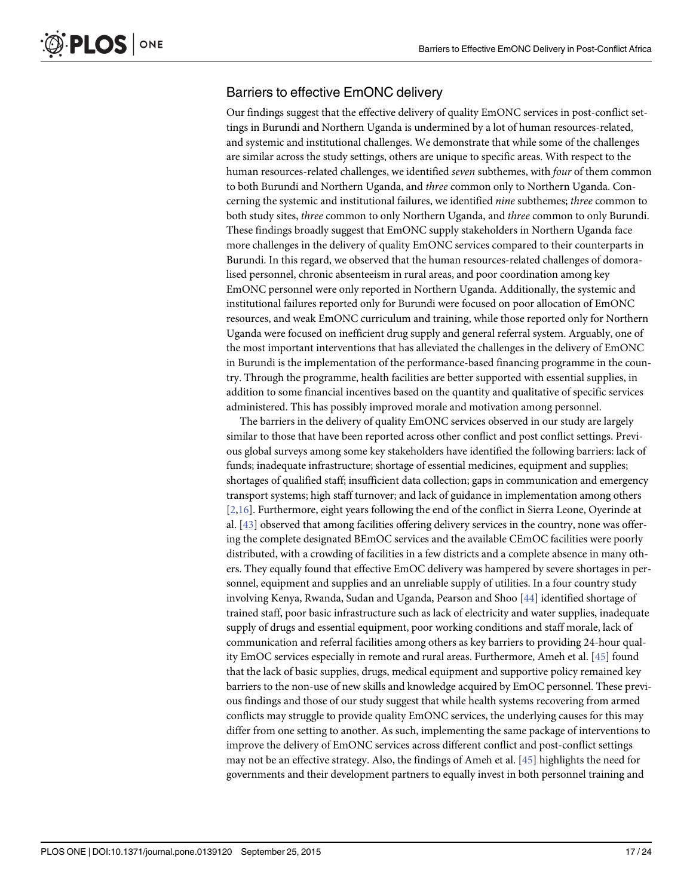## Barriers to effective EmONC delivery

Our findings suggest that the effective delivery of quality EmONC services in post-conflict settings in Burundi and Northern Uganda is undermined by a lot of human resources-related, and systemic and institutional challenges. We demonstrate that while some of the challenges are similar across the study settings, others are unique to specific areas. With respect to the human resources-related challenges, we identified *seven* subthemes, with *four* of them common to both Burundi and Northern Uganda, and *three* common only to Northern Uganda. Concerning the systemic and institutional failures, we identified *nine* subthemes; *three* common to both study sites, *three* common to only Northern Uganda, and *three* common to only Burundi. These findings broadly suggest that EmONC supply stakeholders in Northern Uganda face more challenges in the delivery of quality EmONC services compared to their counterparts in Burundi. In this regard, we observed that the human resources-related challenges of domoralised personnel, chronic absenteeism in rural areas, and poor coordination among key EmONC personnel were only reported in Northern Uganda. Additionally, the systemic and institutional failures reported only for Burundi were focused on poor allocation of EmONC resources, and weak EmONC curriculum and training, while those reported only for Northern Uganda were focused on inefficient drug supply and general referral system. Arguably, one of the most important interventions that has alleviated the challenges in the delivery of EmONC in Burundi is the implementation of the performance-based financing programme in the country. Through the programme, health facilities are better supported with essential supplies, in addition to some financial incentives based on the quantity and qualitative of specific services administered. This has possibly improved morale and motivation among personnel.

The barriers in the delivery of quality EmONC services observed in our study are largely similar to those that have been reported across other conflict and post conflict settings. Previous global surveys among some key stakeholders have identified the following barriers: lack of funds; inadequate infrastructure; shortage of essential medicines, equipment and supplies; shortages of qualified staff; insufficient data collection; gaps in communication and emergency transport systems; high staff turnover; and lack of guidance in implementation among others [2,16]. Furthermore, eight years following the end of the conflict in Sierra Leone, Oyerinde at al. [43] observed that among facilities offering delivery services in the country, none was offering the complete designated BEmOC services and the available CEmOC facilities were poorly distributed, with a crowding of facilities in a few districts and a complete absence in many others. They equally found that effective EmOC delivery was hampered by severe shortages in personnel, equipment and supplies and an unreliable supply of utilities. In a four country study involving Kenya, Rwanda, Sudan and Uganda, Pearson and Shoo [44] identified shortage of trained staff, poor basic infrastructure such as lack of electricity and water supplies, inadequate supply of drugs and essential equipment, poor working conditions and staff morale, lack of communication and referral facilities among others as key barriers to providing 24-hour quality EmOC services especially in remote and rural areas. Furthermore, Ameh et al. [45] found that the lack of basic supplies, drugs, medical equipment and supportive policy remained key barriers to the non-use of new skills and knowledge acquired by EmOC personnel. These previous findings and those of our study suggest that while health systems recovering from armed conflicts may struggle to provide quality EmONC services, the underlying causes for this may differ from one setting to another. As such, implementing the same package of interventions to improve the delivery of EmONC services across different conflict and post-conflict settings may not be an effective strategy. Also, the findings of Ameh et al. [45] highlights the need for governments and their development partners to equally invest in both personnel training and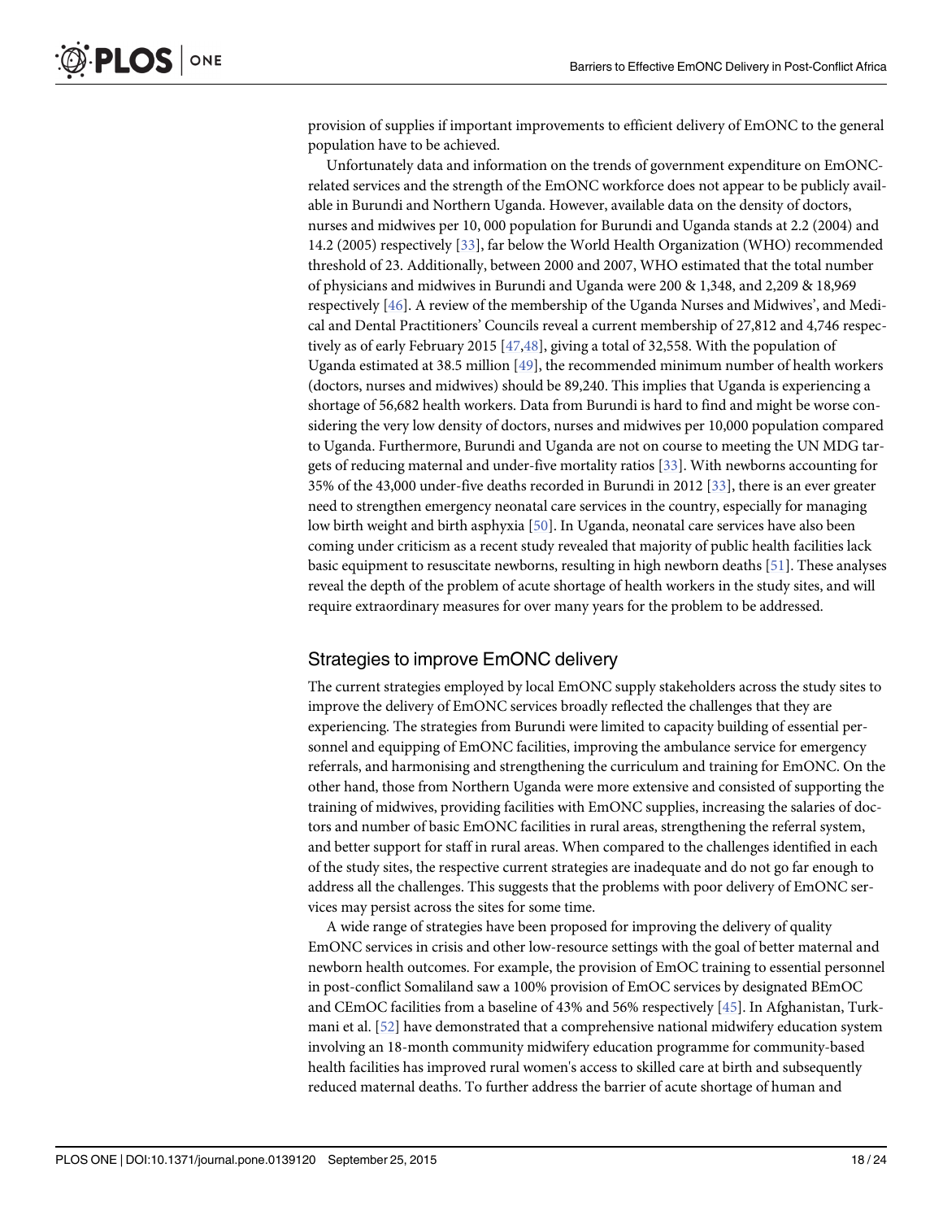provision of supplies if important improvements to efficient delivery of EmONC to the general population have to be achieved.

Unfortunately data and information on the trends of government expenditure on EmONC-related services and the strength of the EmONC workforce does not appear to be publicly available in Burundi and Northern Uganda. However, available data on the density of doctors, nurses and midwives per 10, 000 population for Burundi and Uganda stands at 2.2 (2004) and 14.2 (2005) respectively [33], far below the World Health Organization (WHO) recommended threshold of 23. Additionally, between 2000 and 2007, WHO estimated that the total number of physicians and midwives in Burundi and Uganda were 200 & 1,348, and 2,209 & 18,969 respectively [46]. A review of the membership of the Uganda Nurses and Midwives', and Medical and Dental Practitioners' Councils reveal a current membership of 27,812 and 4,746 respectively as of early February 2015 [47,48], giving a total of 32,558. With the population of Uganda estimated at 38.5 million [49], the recommended minimum number of health workers (doctors, nurses and midwives) should be 89,240. This implies that Uganda is experiencing a shortage of 56,682 health workers. Data from Burundi is hard to find and might be worse considering the very low density of doctors, nurses and midwives per 10,000 population compared to Uganda. Furthermore, Burundi and Uganda are not on course to meeting the UN MDG targets of reducing maternal and under-five mortality ratios [33]. With newborns accounting for 35% of the 43,000 under-five deaths recorded in Burundi in 2012 [33], there is an ever greater need to strengthen emergency neonatal care services in the country, especially for managing low birth weight and birth asphyxia [50]. In Uganda, neonatal care services have also been coming under criticism as a recent study revealed that majority of public health facilities lack basic equipment to resuscitate newborns, resulting in high newborn deaths [51]. These analyses reveal the depth of the problem of acute shortage of health workers in the study sites, and will require extraordinary measures for over many years for the problem to be addressed.

## Strategies to improve EmONC delivery

The current strategies employed by local EmONC supply stakeholders across the study sites to improve the delivery of EmONC services broadly reflected the challenges that they are experiencing. The strategies from Burundi were limited to capacity building of essential personnel and equipping of EmONC facilities, improving the ambulance service for emergency referrals, and harmonising and strengthening the curriculum and training for EmONC. On the other hand, those from Northern Uganda were more extensive and consisted of supporting the training of midwives, providing facilities with EmONC supplies, increasing the salaries of doctors and number of basic EmONC facilities in rural areas, strengthening the referral system, and better support for staff in rural areas. When compared to the challenges identified in each of the study sites, the respective current strategies are inadequate and do not go far enough to address all the challenges. This suggests that the problems with poor delivery of EmONC services may persist across the sites for some time.

A wide range of strategies have been proposed for improving the delivery of quality EmONC services in crisis and other low-resource settings with the goal of better maternal and newborn health outcomes. For example, the provision of EmOC training to essential personnel in post-conflict Somaliland saw a 100% provision of EmOC services by designated BEmOC and CEmOC facilities from a baseline of 43% and 56% respectively [45]. In Afghanistan, Turkmani et al. [52] have demonstrated that a comprehensive national midwifery education system involving an 18-month community midwifery education programme for community-based health facilities has improved rural women's access to skilled care at birth and subsequently reduced maternal deaths. To further address the barrier of acute shortage of human and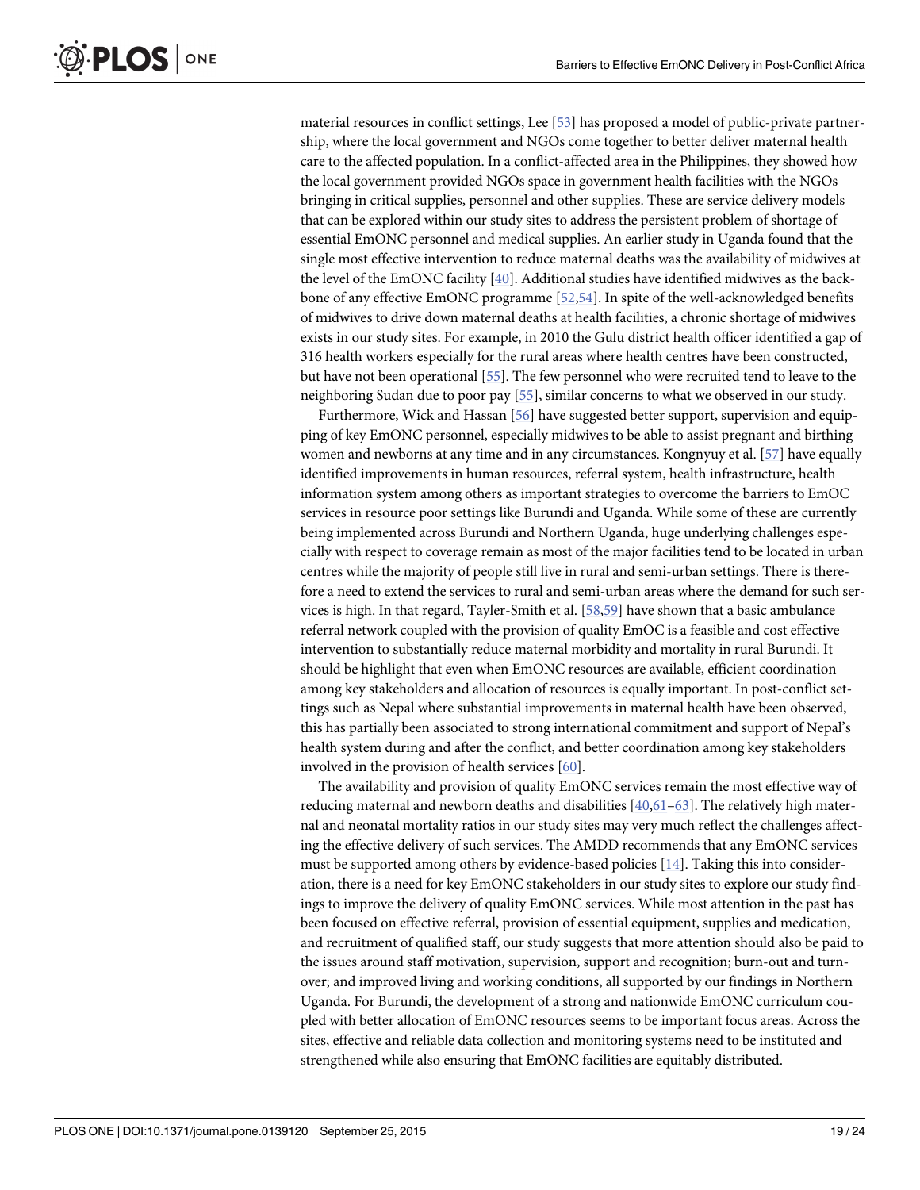material resources in conflict settings, Lee [53] has proposed a model of public-private partnership, where the local government and NGOs come together to better deliver maternal health care to the affected population. In a conflict-affected area in the Philippines, they showed how the local government provided NGOs space in government health facilities with the NGOs bringing in critical supplies, personnel and other supplies. These are service delivery models that can be explored within our study sites to address the persistent problem of shortage of essential EmONC personnel and medical supplies. An earlier study in Uganda found that the single most effective intervention to reduce maternal deaths was the availability of midwives at the level of the EmONC facility [40]. Additional studies have identified midwives as the backbone of any effective EmONC programme [52,54]. In spite of the well-acknowledged benefits of midwives to drive down maternal deaths at health facilities, a chronic shortage of midwives exists in our study sites. For example, in 2010 the Gulu district health officer identified a gap of 316 health workers especially for the rural areas where health centres have been constructed, but have not been operational [55]. The few personnel who were recruited tend to leave to the neighboring Sudan due to poor pay [55], similar concerns to what we observed in our study.

Furthermore, Wick and Hassan [56] have suggested better support, supervision and equipping of key EmONC personnel, especially midwives to be able to assist pregnant and birthing women and newborns at any time and in any circumstances. Kongnyuy et al. [57] have equally identified improvements in human resources, referral system, health infrastructure, health information system among others as important strategies to overcome the barriers to EmOC services in resource poor settings like Burundi and Uganda. While some of these are currently being implemented across Burundi and Northern Uganda, huge underlying challenges especially with respect to coverage remain as most of the major facilities tend to be located in urban centres while the majority of people still live in rural and semi-urban settings. There is therefore a need to extend the services to rural and semi-urban areas where the demand for such services is high. In that regard, Tayler-Smith et al. [58,59] have shown that a basic ambulance referral network coupled with the provision of quality EmOC is a feasible and cost effective intervention to substantially reduce maternal morbidity and mortality in rural Burundi. It should be highlight that even when EmONC resources are available, efficient coordination among key stakeholders and allocation of resources is equally important. In post-conflict settings such as Nepal where substantial improvements in maternal health have been observed, this has partially been associated to strong international commitment and support of Nepal's health system during and after the conflict, and better coordination among key stakeholders involved in the provision of health services [60].

The availability and provision of quality EmONC services remain the most effective way of reducing maternal and newborn deaths and disabilities [40,61–63]. The relatively high maternal and neonatal mortality ratios in our study sites may very much reflect the challenges affecting the effective delivery of such services. The AMDD recommends that any EmONC services must be supported among others by evidence-based policies [14]. Taking this into consideration, there is a need for key EmONC stakeholders in our study sites to explore our study findings to improve the delivery of quality EmONC services. While most attention in the past has been focused on effective referral, provision of essential equipment, supplies and medication, and recruitment of qualified staff, our study suggests that more attention should also be paid to the issues around staff motivation, supervision, support and recognition; burn-out and turnover; and improved living and working conditions, all supported by our findings in Northern Uganda. For Burundi, the development of a strong and nationwide EmONC curriculum coupled with better allocation of EmONC resources seems to be important focus areas. Across the sites, effective and reliable data collection and monitoring systems need to be instituted and strengthened while also ensuring that EmONC facilities are equitably distributed.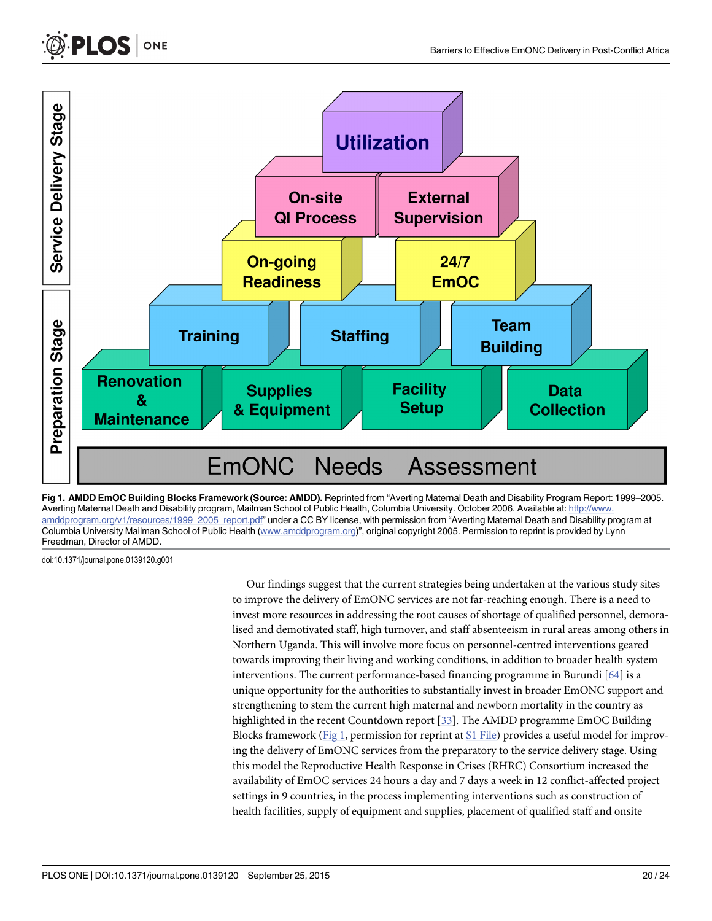**Fig 1. AMDD EmOC Building Blocks Framework (Source: AMDD).** Reprinted from "Averting Maternal Death and Disability Program Report: 1999–2005. Averting Maternal Death and Disability program, Mailman School of Public Health, Columbia University. October 2006. Available at: http://www.amddprogram.org/v1/resources/1999_2005_report.pdf" under a CC BY license, with permission from "Averting Maternal Death and Disability program at Columbia University Mailman School of Public Health (www.amddprogram.org)", original copyright 2005. Permission to reprint is provided by Lynn Freedman, Director of AMDD.

doi:10.1371/journal.pone.0139120.g001

Our findings suggest that the current strategies being undertaken at the various study sites to improve the delivery of EmONC services are not far-reaching enough. There is a need to invest more resources in addressing the root causes of shortage of qualified personnel, demoralised and demotivated staff, high turnover, and staff absenteeism in rural areas among others in Northern Uganda. This will involve more focus on personnel-centred interventions geared towards improving their living and working conditions, in addition to broader health system interventions. The current performance-based financing programme in Burundi [64] is a unique opportunity for the authorities to substantially invest in broader EmONC support and strengthening to stem the current high maternal and newborn mortality in the country as highlighted in the recent Countdown report [33]. The AMDD programme EmOC Building Blocks framework (Fig 1, permission for reprint at S1 File) provides a useful model for improving the delivery of EmONC services from the preparatory to the service delivery stage. Using this model the Reproductive Health Response in Crises (RHRC) Consortium increased the availability of EmOC services 24 hours a day and 7 days a week in 12 conflict-affected project settings in 9 countries, in the process implementing interventions such as construction of health facilities, supply of equipment and supplies, placement of qualified staff and onsite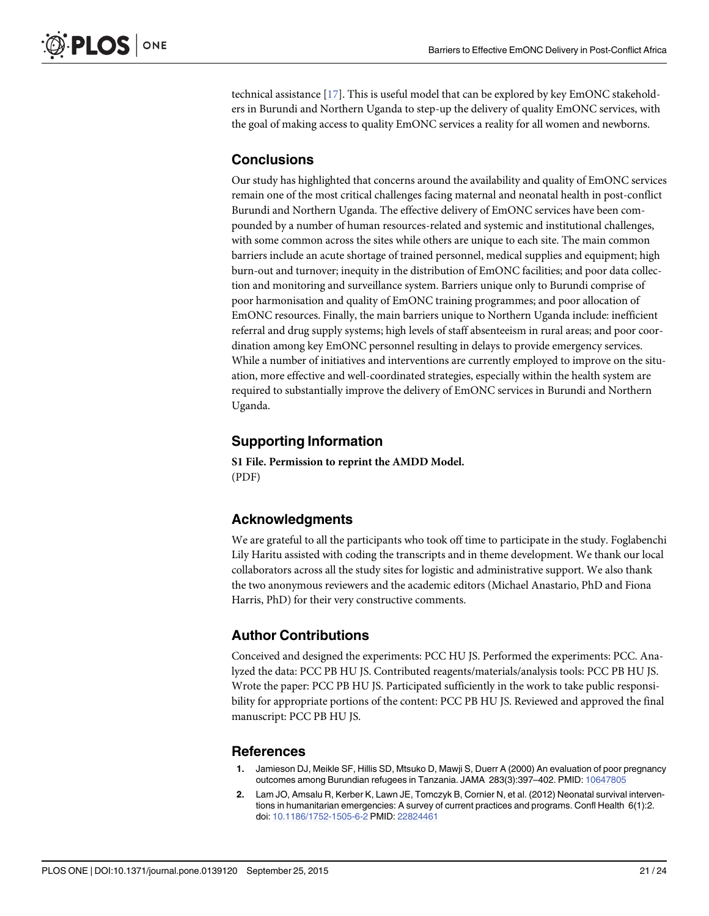technical assistance [17]. This is useful model that can be explored by key EmONC stakeholders in Burundi and Northern Uganda to step-up the delivery of quality EmONC services, with the goal of making access to quality EmONC services a reality for all women and newborns.

## Conclusions

Our study has highlighted that concerns around the availability and quality of EmONC services remain one of the most critical challenges facing maternal and neonatal health in post-conflict Burundi and Northern Uganda. The effective delivery of EmONC services have been compounded by a number of human resources-related and systemic and institutional challenges, with some common across the sites while others are unique to each site. The main common barriers include an acute shortage of trained personnel, medical supplies and equipment; high burn-out and turnover; inequity in the distribution of EmONC facilities; and poor data collection and monitoring and surveillance system. Barriers unique only to Burundi comprise of poor harmonisation and quality of EmONC training programmes; and poor allocation of EmONC resources. Finally, the main barriers unique to Northern Uganda include: inefficient referral and drug supply systems; high levels of staff absenteeism in rural areas; and poor coordination among key EmONC personnel resulting in delays to provide emergency services. While a number of initiatives and interventions are currently employed to improve on the situation, more effective and well-coordinated strategies, especially within the health system are required to substantially improve the delivery of EmONC services in Burundi and Northern Uganda.

## Supporting Information

**S1 File. Permission to reprint the AMDD Model.**
(PDF)

## Acknowledgments

We are grateful to all the participants who took off time to participate in the study. Foglabenchi Lily Haritu assisted with coding the transcripts and in theme development. We thank our local collaborators across all the study sites for logistic and administrative support. We also thank the two anonymous reviewers and the academic editors (Michael Anastario, PhD and Fiona Harris, PhD) for their very constructive comments.

## Author Contributions

Conceived and designed the experiments: PCC HU JS. Performed the experiments: PCC. Analyzed the data: PCC PB HU JS. Contributed reagents/materials/analysis tools: PCC PB HU JS. Wrote the paper: PCC PB HU JS. Participated sufficiently in the work to take public responsibility for appropriate portions of the content: PCC PB HU JS. Reviewed and approved the final manuscript: PCC PB HU JS.

## References

1. Jamieson DJ, Meikle SF, Hillis SD, Mtsuko D, Mawji S, Duerr A (2000) An evaluation of poor pregnancy outcomes among Burundian refugees in Tanzania. JAMA 283(3):397–402. PMID: 10647805
2. Lam JO, Amsalu R, Kerber K, Lawn JE, Tomczyk B, Cornier N, et al. (2012) Neonatal survival interventions in humanitarian emergencies: A survey of current practices and programs. Confl Health 6(1):2. doi: 10.1186/1752-1505-6-2 PMID: 22824461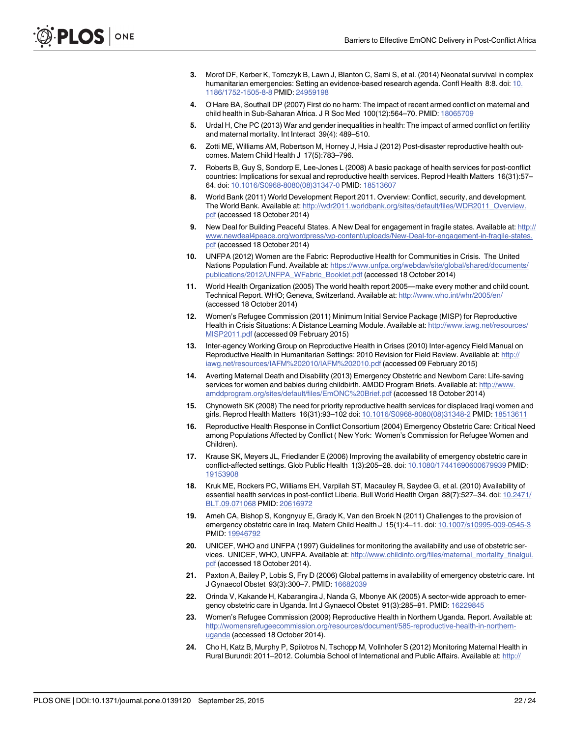3. Morof DF, Kerber K, Tomczyk B, Lawn J, Blanton C, Sami S, et al. (2014) Neonatal survival in complex humanitarian emergencies: Setting an evidence-based research agenda. Confl Health 8:8. doi: 10.1186/1752-1505-8-8 PMID: 24959198
4. O'Hare BA, Southall DP (2007) First do no harm: The impact of recent armed conflict on maternal and child health in Sub-Saharan Africa. J R Soc Med 100(12):564–70. PMID: 18065709
5. Urdal H, Che PC (2013) War and gender inequalities in health: The impact of armed conflict on fertility and maternal mortality. Int Interact 39(4): 489–510.
6. Zotti ME, Williams AM, Robertson M, Horney J, Hsia J (2012) Post-disaster reproductive health outcomes. Matern Child Health J 17(5):783–796.
7. Roberts B, Guy S, Sondorp E, Lee-Jones L (2008) A basic package of health services for post-conflict countries: Implications for sexual and reproductive health services. Reprod Health Matters 16(31):57–64. doi: 10.1016/S0968-8080(08)31347-0 PMID: 18513607
8. World Bank (2011) World Development Report 2011. Overview: Conflict, security, and development. The World Bank. Available at: http://wdr2011.worldbank.org/sites/default/files/WDR2011_Overview.pdf (accessed 18 October 2014)
9. New Deal for Building Peaceful States. A New Deal for engagement in fragile states. Available at: http://www.newdeal4peace.org/wordpress/wp-content/uploads/New-Deal-for-engagement-in-fragile-states.pdf (accessed 18 October 2014)
10. UNFPA (2012) Women are the Fabric: Reproductive Health for Communities in Crisis. The United Nations Population Fund. Available at: https://www.unfpa.org/webdav/site/global/shared/documents/publications/2012/UNFPA_WFabric_Booklet.pdf (accessed 18 October 2014)
11. World Health Organization (2005) The world health report 2005—make every mother and child count. Technical Report. WHO; Geneva, Switzerland. Available at: http://www.who.int/whr/2005/en/ (accessed 18 October 2014)
12. Women's Refugee Commission (2011) Minimum Initial Service Package (MISP) for Reproductive Health in Crisis Situations: A Distance Learning Module. Available at: http://www.iawg.net/resources/MISP2011.pdf (accessed 09 February 2015)
13. Inter-agency Working Group on Reproductive Health in Crises (2010) Inter-agency Field Manual on Reproductive Health in Humanitarian Settings: 2010 Revision for Field Review. Available at: http://iawg.net/resources/IAFM%202010/IAFM%202010.pdf (accessed 09 February 2015)
14. Averting Maternal Death and Disability (2013) Emergency Obstetric and Newborn Care: Life-saving services for women and babies during childbirth. AMDD Program Briefs. Available at: http://www.amddprogram.org/sites/default/files/EmONC%20Brief.pdf (accessed 18 October 2014)
15. Chynoweth SK (2008) The need for priority reproductive health services for displaced Iraqi women and girls. Reprod Health Matters 16(31):93–102 doi: 10.1016/S0968-8080(08)31348-2 PMID: 18513611
16. Reproductive Health Response in Conflict Consortium (2004) Emergency Obstetric Care: Critical Need among Populations Affected by Conflict ( New York: Women's Commission for Refugee Women and Children).
17. Krause SK, Meyers JL, Friedlander E (2006) Improving the availability of emergency obstetric care in conflict-affected settings. Glob Public Health 1(3):205–28. doi: 10.1080/17441690600679939 PMID: 19153908
18. Kruk ME, Rockers PC, Williams EH, Varpilah ST, Macauley R, Saydee G, et al. (2010) Availability of essential health services in post-conflict Liberia. Bull World Health Organ 88(7):527–34. doi: 10.2471/BLT.09.071068 PMID: 20616972
19. Ameh CA, Bishop S, Kongnyuy E, Grady K, Van den Broek N (2011) Challenges to the provision of emergency obstetric care in Iraq. Matern Child Health J 15(1):4–11. doi: 10.1007/s10995-009-0545-3 PMID: 19946792
20. UNICEF, WHO and UNFPA (1997) Guidelines for monitoring the availability and use of obstetric services. UNICEF, WHO, UNFPA. Available at: http://www.childinfo.org/files/maternal_mortality_finalgui.pdf (accessed 18 October 2014).
21. Paxton A, Bailey P, Lobis S, Fry D (2006) Global patterns in availability of emergency obstetric care. Int J Gynaecol Obstet 93(3):300–7. PMID: 16682039
22. Orinda V, Kakande H, Kabarangira J, Nanda G, Mbonye AK (2005) A sector-wide approach to emergency obstetric care in Uganda. Int J Gynaecol Obstet 91(3):285–91. PMID: 16229845
23. Women's Refugee Commission (2009) Reproductive Health in Northern Uganda. Report. Available at: http://womensrefugeecommission.org/resources/document/585-reproductive-health-in-northern-uganda (accessed 18 October 2014).
24. Cho H, Katz B, Murphy P, Spilotros N, Tschopp M, Vollnhofer S (2012) Monitoring Maternal Health in Rural Burundi: 2011–2012. Columbia School of International and Public Affairs. Available at: http://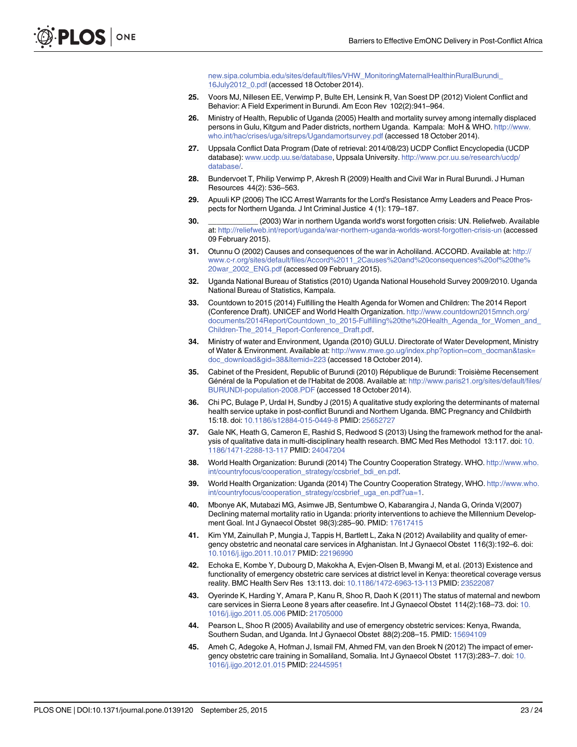new.sipa.columbia.edu/sites/default/files/VHW_MonitoringMaternalHealthinRuralBurundi_16July2012_0.pdf (accessed 18 October 2014).

25. Voors MJ, Nillesen EE, Verwimp P, Bulte EH, Lensink R, Van Soest DP (2012) Violent Conflict and Behavior: A Field Experiment in Burundi. Am Econ Rev 102(2):941–964.
26. Ministry of Health, Republic of Uganda (2005) Health and mortality survey among internally displaced persons in Gulu, Kitgum and Pader districts, northern Uganda. Kampala: MoH & WHO. http://www.who.int/hac/crises/uga/sitreps/Ugandamortsurvey.pdf (accessed 18 October 2014).
27. Uppsala Conflict Data Program (Date of retrieval: 2014/08/23) UCDP Conflict Encyclopedia (UCDP database): www.ucdp.uu.se/database, Uppsala University. http://www.pcr.uu.se/research/ucdp/database/.
28. Bundervoet T, Philip Verwimp P, Akresh R (2009) Health and Civil War in Rural Burundi. J Human Resources 44(2): 536–563.
29. Apuuli KP (2006) The ICC Arrest Warrants for the Lord's Resistance Army Leaders and Peace Prospects for Northern Uganda. J Int Criminal Justice 4 (1): 179–187.
30. ____________ (2003) War in northern Uganda world's worst forgotten crisis: UN. Reliefweb. Available at: http://reliefweb.int/report/uganda/war-northern-uganda-worlds-worst-forgotten-crisis-un (accessed 09 February 2015).
31. Otunnu O (2002) Causes and consequences of the war in Acholiland. ACCORD. Available at: http://www.c-r.org/sites/default/files/Accord%2011_2Causes%20and%20consequences%20of%20the%20war_2002_ENG.pdf (accessed 09 February 2015).
32. Uganda National Bureau of Statistics (2010) Uganda National Household Survey 2009/2010. Uganda National Bureau of Statistics, Kampala.
33. Countdown to 2015 (2014) Fulfilling the Health Agenda for Women and Children: The 2014 Report (Conference Draft). UNICEF and World Health Organization. http://www.countdown2015mnch.org/documents/2014Report/Countdown_to_2015-Fulfilling%20the%20Health_Agenda_for_Women_and_Children-The_2014_Report-Conference_Draft.pdf.
34. Ministry of water and Environment, Uganda (2010) GULU. Directorate of Water Development, Ministry of Water & Environment. Available at: http://www.mwe.go.ug/index.php?option=com_docman&task=doc_download&gid=38&Itemid=223 (accessed 18 October 2014).
35. Cabinet of the President, Republic of Burundi (2010) République de Burundi: Troisième Recensement Général de la Population et de l'Habitat de 2008. Available at: http://www.paris21.org/sites/default/files/BURUNDI-population-2008.PDF (accessed 18 October 2014).
36. Chi PC, Bulage P, Urdal H, Sundby J (2015) A qualitative study exploring the determinants of maternal health service uptake in post-conflict Burundi and Northern Uganda. BMC Pregnancy and Childbirth 15:18. doi: 10.1186/s12884-015-0449-8 PMID: 25652727
37. Gale NK, Heath G, Cameron E, Rashid S, Redwood S (2013) Using the framework method for the analysis of qualitative data in multi-disciplinary health research. BMC Med Res Methodol 13:117. doi: 10.1186/1471-2288-13-117 PMID: 24047204
38. World Health Organization: Burundi (2014) The Country Cooperation Strategy. WHO. http://www.who.int/countryfocus/cooperation_strategy/ccsbrief_bdi_en.pdf.
39. World Health Organization: Uganda (2014) The Country Cooperation Strategy, WHO. http://www.who.int/countryfocus/cooperation_strategy/ccsbrief_uga_en.pdf?ua=1.
40. Mbonye AK, Mutabazi MG, Asimwe JB, Sentumbwe O, Kabarangira J, Nanda G, Orinda V(2007) Declining maternal mortality ratio in Uganda: priority interventions to achieve the Millennium Development Goal. Int J Gynaecol Obstet 98(3):285–90. PMID: 17617415
41. Kim YM, Zainullah P, Mungia J, Tappis H, Bartlett L, Zaka N (2012) Availability and quality of emergency obstetric and neonatal care services in Afghanistan. Int J Gynaecol Obstet 116(3):192–6. doi: 10.1016/j.ijgo.2011.10.017 PMID: 22196990
42. Echoka E, Kombe Y, Dubourg D, Makokha A, Evjen-Olsen B, Mwangi M, et al. (2013) Existence and functionality of emergency obstetric care services at district level in Kenya: theoretical coverage versus reality. BMC Health Serv Res 13:113. doi: 10.1186/1472-6963-13-113 PMID: 23522087
43. Oyerinde K, Harding Y, Amara P, Kanu R, Shoo R, Daoh K (2011) The status of maternal and newborn care services in Sierra Leone 8 years after ceasefire. Int J Gynaecol Obstet 114(2):168–73. doi: 10.1016/j.ijgo.2011.05.006 PMID: 21705000
44. Pearson L, Shoo R (2005) Availability and use of emergency obstetric services: Kenya, Rwanda, Southern Sudan, and Uganda. Int J Gynaecol Obstet 88(2):208–15. PMID: 15694109
45. Ameh C, Adegoke A, Hofman J, Ismail FM, Ahmed FM, van den Broek N (2012) The impact of emergency obstetric care training in Somaliland, Somalia. Int J Gynaecol Obstet 117(3):283–7. doi: 10.1016/j.ijgo.2012.01.015 PMID: 22445951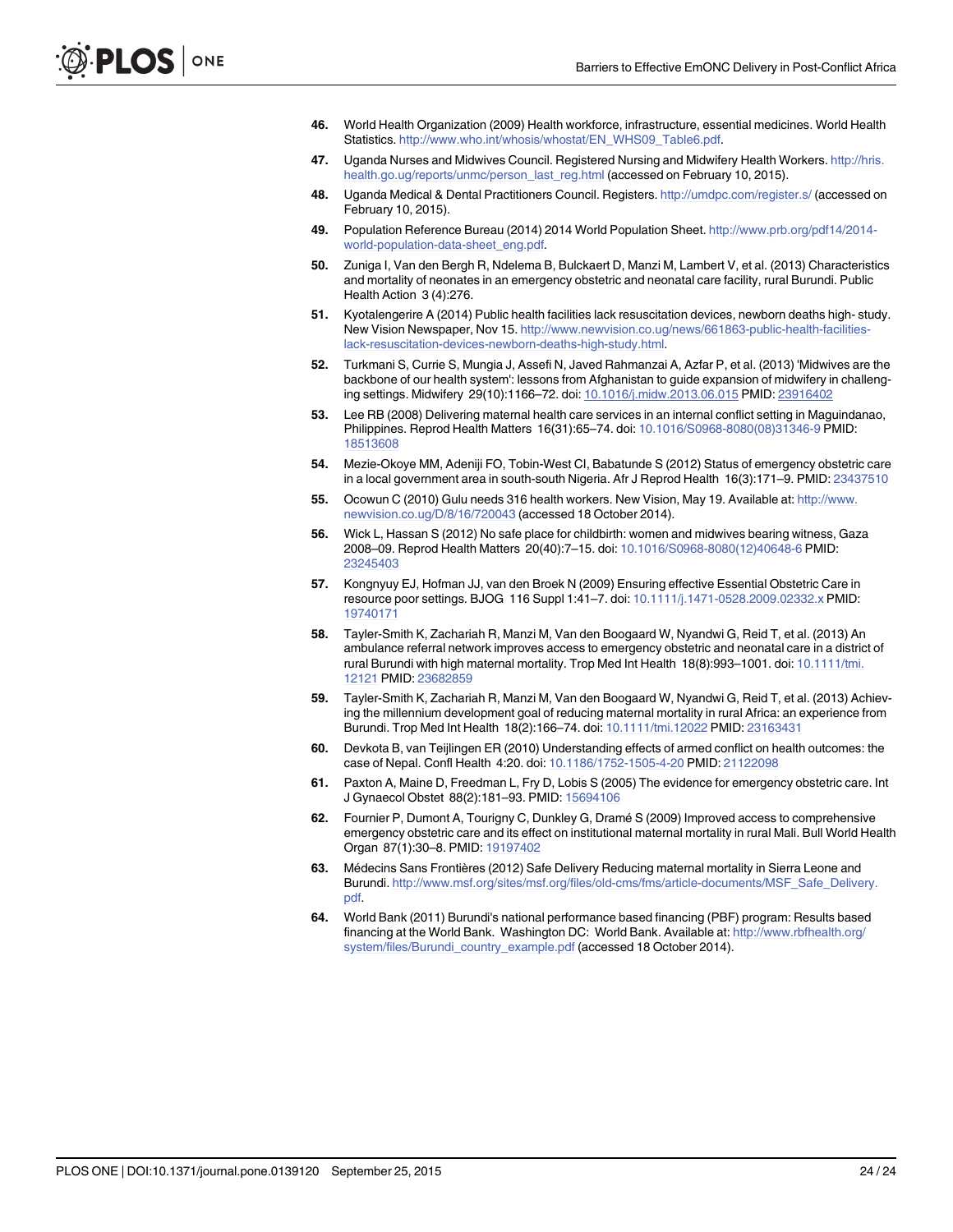46. World Health Organization (2009) Health workforce, infrastructure, essential medicines. World Health Statistics. http://www.who.int/whosis/whostat/EN_WHS09_Table6.pdf.
47. Uganda Nurses and Midwives Council. Registered Nursing and Midwifery Health Workers. http://hris.health.go.ug/reports/unmc/person_last_reg.html (accessed on February 10, 2015).
48. Uganda Medical & Dental Practitioners Council. Registers. http://umdpc.com/register.s/ (accessed on February 10, 2015).
49. Population Reference Bureau (2014) 2014 World Population Sheet. http://www.prb.org/pdf14/2014-world-population-data-sheet_eng.pdf.
50. Zuniga I, Van den Bergh R, Ndelema B, Bulckaert D, Manzi M, Lambert V, et al. (2013) Characteristics and mortality of neonates in an emergency obstetric and neonatal care facility, rural Burundi. Public Health Action 3 (4):276.
51. Kyotalengerire A (2014) Public health facilities lack resuscitation devices, newborn deaths high- study. New Vision Newspaper, Nov 15. http://www.newvision.co.ug/news/661863-public-health-facilities-lack-resuscitation-devices-newborn-deaths-high-study.html.
52. Turkmani S, Currie S, Mungia J, Assefi N, Javed Rahmanzai A, Azfar P, et al. (2013) 'Midwives are the backbone of our health system': lessons from Afghanistan to guide expansion of midwifery in challenging settings. Midwifery 29(10):1166–72. doi: 10.1016/j.midw.2013.06.015 PMID: 23916402
53. Lee RB (2008) Delivering maternal health care services in an internal conflict setting in Maguindanao, Philippines. Reprod Health Matters 16(31):65–74. doi: 10.1016/S0968-8080(08)31346-9 PMID: 18513608
54. Mezie-Okoye MM, Adeniji FO, Tobin-West CI, Babatunde S (2012) Status of emergency obstetric care in a local government area in south-south Nigeria. Afr J Reprod Health 16(3):171–9. PMID: 23437510
55. Ocowun C (2010) Gulu needs 316 health workers. New Vision, May 19. Available at: http://www.newvision.co.ug/D/8/16/720043 (accessed 18 October 2014).
56. Wick L, Hassan S (2012) No safe place for childbirth: women and midwives bearing witness, Gaza 2008–09. Reprod Health Matters 20(40):7–15. doi: 10.1016/S0968-8080(12)40648-6 PMID: 23245403
57. Kongnyuy EJ, Hofman JJ, van den Broek N (2009) Ensuring effective Essential Obstetric Care in resource poor settings. BJOG 116 Suppl 1:41–7. doi: 10.1111/j.1471-0528.2009.02332.x PMID: 19740171
58. Tayler-Smith K, Zachariah R, Manzi M, Van den Boogaard W, Nyandwi G, Reid T, et al. (2013) An ambulance referral network improves access to emergency obstetric and neonatal care in a district of rural Burundi with high maternal mortality. Trop Med Int Health 18(8):993–1001. doi: 10.1111/tmi.12121 PMID: 23682859
59. Tayler-Smith K, Zachariah R, Manzi M, Van den Boogaard W, Nyandwi G, Reid T, et al. (2013) Achieving the millennium development goal of reducing maternal mortality in rural Africa: an experience from Burundi. Trop Med Int Health 18(2):166–74. doi: 10.1111/tmi.12022 PMID: 23163431
60. Devkota B, van Teijlingen ER (2010) Understanding effects of armed conflict on health outcomes: the case of Nepal. Confl Health 4:20. doi: 10.1186/1752-1505-4-20 PMID: 21122098
61. Paxton A, Maine D, Freedman L, Fry D, Lobis S (2005) The evidence for emergency obstetric care. Int J Gynaecol Obstet 88(2):181–93. PMID: 15694106
62. Fournier P, Dumont A, Tourigny C, Dunkley G, Dramé S (2009) Improved access to comprehensive emergency obstetric care and its effect on institutional maternal mortality in rural Mali. Bull World Health Organ 87(1):30–8. PMID: 19197402
63. Médecins Sans Frontières (2012) Safe Delivery Reducing maternal mortality in Sierra Leone and Burundi. http://www.msf.org/sites/msf.org/files/old-cms/fms/article-documents/MSF_Safe_Delivery.pdf.
64. World Bank (2011) Burundi's national performance based financing (PBF) program: Results based financing at the World Bank. Washington DC: World Bank. Available at: http://www.rbfhealth.org/system/files/Burundi_country_example.pdf (accessed 18 October 2014).